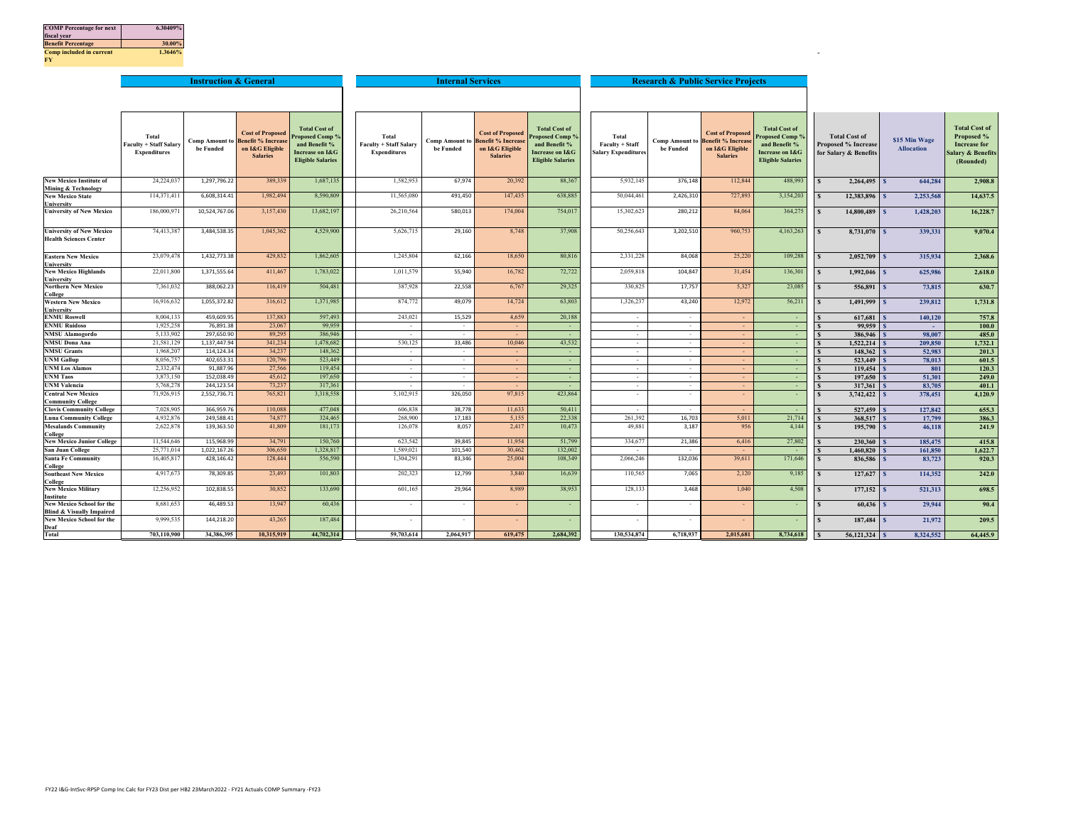| | |
|---|---|
| **COMP Percentage for next fiscal year** | **6.30409%** |
| **Benefit Percentage** | **30.00%** |
| **Comp included in current FY** | **1.3646%** |

| | **Instruction & General** | | | | **Internal Services** | | | | **Research & Public Service Projects** | | | | | | |
|---|---|---|---|---|---|---|---|---|---|---|---|---|---|---|---|
| | **Total Faculty + Staff Salary Expenditures** | **Comp Amount to be Funded** | **Cost of Proposed Benefit % Increase on I&G Eligible Salaries** | **Total Cost of Proposed Comp % and Benefit % Increase on I&G Eligible Salaries** | **Total Faculty + Staff Salary Expenditures** | **Comp Amount to be Funded** | **Cost of Proposed Benefit % Increase on I&G Eligible Salaries** | **Total Cost of Proposed Comp % and Benefit % Increase on I&G Eligible Salaries** | **Total Faculty + Staff Salary Expenditures** | **Comp Amount to be Funded** | **Cost of Proposed Benefit % Increase on I&G Eligible Salaries** | **Total Cost of Proposed Comp % and Benefit % Increase on I&G Eligible Salaries** | **Total Cost of Proposed % Increase for Salary & Benefits** | **$15 Min Wage Allocation** | **Total Cost of Proposed % Increase for Salary & Benefits (Rounded)** |
| **New Mexico Institute of Mining & Technology** | 24,224,037 | 1,297,796.22 | 389,339 | 1,687,135 | 1,582,953 | 67,974 | 20,392 | 88,367 | 5,932,145 | 376,148 | 112,844 | 488,993 | $ 2,264,495 | $ 644,284 | 2,908.8 |
| **New Mexico State University** | 114,371,411 | 6,608,314.41 | 1,982,494 | 8,590,809 | 11,565,080 | 491,450 | 147,435 | 638,885 | 50,044,461 | 2,426,310 | 727,893 | 3,154,203 | $ 12,383,896 | $ 2,253,568 | 14,637.5 |
| **University of New Mexico** | 186,000,971 | 10,524,767.06 | 3,157,430 | 13,682,197 | 26,210,564 | 580,013 | 174,004 | 754,017 | 15,302,623 | 280,212 | 84,064 | 364,275 | $ 14,800,489 | $ 1,428,203 | 16,228.7 |
| **University of New Mexico Health Sciences Center** | 74,413,387 | 3,484,538.35 | 1,045,362 | 4,529,900 | 5,626,715 | 29,160 | 8,748 | 37,908 | 50,256,643 | 3,202,510 | 960,753 | 4,163,263 | $ 8,731,070 | $ 339,331 | 9,070.4 |
| **Eastern New Mexico University** | 23,079,478 | 1,432,773.38 | 429,832 | 1,862,605 | 1,245,804 | 62,166 | 18,650 | 80,816 | 2,331,228 | 84,068 | 25,220 | 109,288 | $ 2,052,709 | $ 315,934 | 2,368.6 |
| **New Mexico Highlands University** | 22,011,800 | 1,371,555.64 | 411,467 | 1,783,022 | 1,011,579 | 55,940 | 16,782 | 72,722 | 2,059,818 | 104,847 | 31,454 | 136,301 | $ 1,992,046 | $ 625,986 | 2,618.0 |
| **Northern New Mexico College** | 7,361,032 | 388,062.23 | 116,419 | 504,481 | 387,928 | 22,558 | 6,767 | 29,325 | 330,825 | 17,757 | 5,327 | 23,085 | $ 556,891 | $ 73,815 | 630.7 |
| **Western New Mexico University** | 16,916,632 | 1,055,372.82 | 316,612 | 1,371,985 | 874,772 | 49,079 | 14,724 | 63,803 | 1,326,237 | 43,240 | 12,972 | 56,211 | $ 1,491,999 | $ 239,812 | 1,731.8 |
| **ENMU Roswell** | 8,004,133 | 459,609.95 | 137,883 | 597,493 | 243,021 | 15,529 | 4,659 | 20,188 | - | - | - | - | $ 617,681 | $ 140,120 | 757.8 |
| **ENMU Ruidoso** | 1,925,258 | 76,891.38 | 23,067 | 99,959 | - | - | - | - | - | - | - | - | $ 99,959 | $ - | 100.0 |
| **NMSU Alamogordo** | 5,133,902 | 297,650.90 | 89,295 | 386,946 | - | - | - | - | - | - | - | - | $ 386,946 | $ 98,007 | 485.0 |
| **NMSU Dona Ana** | 21,581,129 | 1,137,447.94 | 341,234 | 1,478,682 | 530,125 | 33,486 | 10,046 | 43,532 | - | - | - | - | $ 1,522,214 | $ 209,850 | 1,732.1 |
| **NMSU Grants** | 1,968,207 | 114,124.34 | 34,237 | 148,362 | - | - | - | - | - | - | - | - | $ 148,362 | $ 52,983 | 201.3 |
| **UNM Gallup** | 8,056,757 | 402,653.31 | 120,796 | 523,449 | - | - | - | - | - | - | - | - | $ 523,449 | $ 78,013 | 601.5 |
| **UNM Los Alamos** | 2,332,474 | 91,887.96 | 27,566 | 119,454 | - | - | - | - | - | - | - | - | $ 119,454 | $ 801 | 120.3 |
| **UNM Taos** | 3,873,150 | 152,038.49 | 45,612 | 197,650 | - | - | - | - | - | - | - | - | $ 197,650 | $ 51,301 | 249.0 |
| **UNM Valencia** | 5,768,278 | 244,123.54 | 73,237 | 317,361 | - | - | - | - | - | - | - | - | $ 317,361 | $ 83,705 | 401.1 |
| **Central New Mexico Community College** | 71,926,915 | 2,552,736.71 | 765,821 | 3,318,558 | 5,102,915 | 326,050 | 97,815 | 423,864 | - | - | - | - | $ 3,742,422 | $ 378,451 | 4,120.9 |
| **Clovis Community College** | 7,028,905 | 366,959.76 | 110,088 | 477,048 | 606,838 | 38,778 | 11,633 | 50,411 | - | - | - | - | $ 527,459 | $ 127,842 | 655.3 |
| **Luna Community College** | 4,932,876 | 249,588.41 | 74,877 | 324,465 | 268,900 | 17,183 | 5,155 | 22,338 | 261,392 | 16,703 | 5,011 | 21,714 | $ 368,517 | $ 17,799 | 386.3 |
| **Mesalands Community College** | 2,622,878 | 139,363.50 | 41,809 | 181,173 | 126,078 | 8,057 | 2,417 | 10,473 | 49,881 | 3,187 | 956 | 4,144 | $ 195,790 | $ 46,118 | 241.9 |
| **New Mexico Junior College** | 11,544,646 | 115,968.99 | 34,791 | 150,760 | 623,542 | 39,845 | 11,954 | 51,799 | 334,677 | 21,386 | 6,416 | 27,802 | $ 230,360 | $ 185,475 | 415.8 |
| **San Juan College** | 25,771,014 | 1,022,167.26 | 306,650 | 1,328,817 | 1,589,021 | 101,540 | 30,462 | 132,002 | - | - | - | - | $ 1,460,820 | $ 161,850 | 1,622.7 |
| **Santa Fe Community College** | 16,405,817 | 428,146.42 | 128,444 | 556,590 | 1,304,291 | 83,346 | 25,004 | 108,349 | 2,066,246 | 132,036 | 39,611 | 171,646 | $ 836,586 | $ 83,723 | 920.3 |
| **Southeast New Mexico College** | 4,917,673 | 78,309.85 | 23,493 | 101,803 | 202,323 | 12,799 | 3,840 | 16,639 | 110,565 | 7,065 | 2,120 | 9,185 | $ 127,627 | $ 114,352 | 242.0 |
| **New Mexico Military Institute** | 12,256,952 | 102,838.55 | 30,852 | 133,690 | 601,165 | 29,964 | 8,989 | 38,953 | 128,133 | 3,468 | 1,040 | 4,508 | $ 177,152 | $ 521,313 | 698.5 |
| **New Mexico School for the Blind & Visually Impaired** | 8,681,653 | 46,489.53 | 13,947 | 60,436 | - | - | - | - | - | - | - | - | $ 60,436 | $ 29,944 | 90.4 |
| **New Mexico School for the Deaf** | 9,999,535 | 144,218.20 | 43,265 | 187,484 | - | - | - | - | - | - | - | - | $ 187,484 | $ 21,972 | 209.5 |
| **Total** | **703,110,900** | **34,386,395** | **10,315,919** | **44,702,314** | **59,703,614** | **2,064,917** | **619,475** | **2,684,392** | **130,534,874** | **6,718,937** | **2,015,681** | **8,734,618** | **$ 56,121,324** | **$ 8,324,552** | **64,445.9** |

FY22 I&G-IntSvc-RPSP Comp Inc Calc for FY23 Dist per HB2 23March2022 - FY21 Actuals COMP Summary -FY23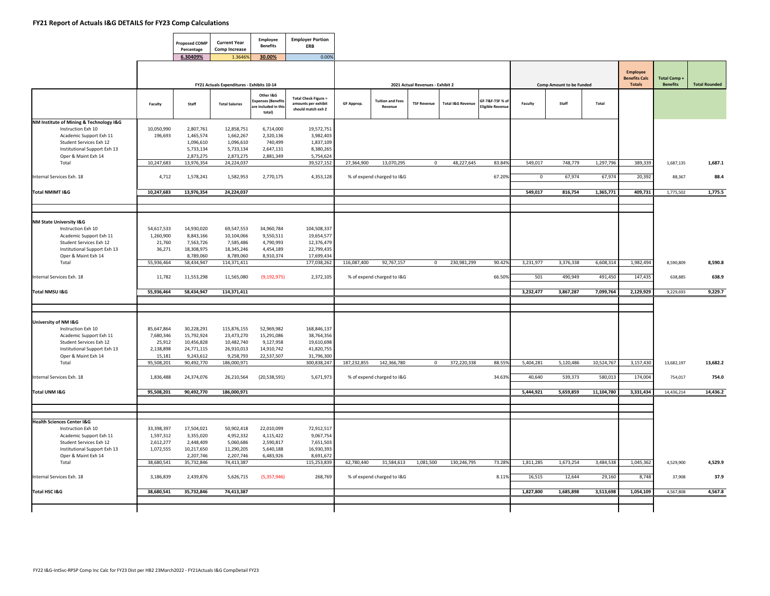# FY21 Report of Actuals I&G DETAILS for FY23 Comp Calculations

| Proposed COMP Percentage | Current Year Comp Increase | Employee Benefits | Employer Portion ERB |
|---|---|---|---|
| 6.30409% | 1.3646% | 30.00% | 0.00% |

| | FY21 Actuals Expenditures - Exhibits 10-14 | | | | | 2021 Actual Revenues - Exhibit 2 | | | | | Comp Amount to be Funded | | | Employee Benefits Calc Totals | Total Comp + Benefits | Total Rounded |
|---|---|---|---|---|---|---|---|---|---|---|---|---|---|---|---|---|
| | Faculty | Staff | Total Salaries | Other I&G Expenses (Benefits are included in this total) | Total Check Figure = amounts per exhibit should match exh 2 | GF Approp. | Tuition and Fees Revenue | TSF Revenue | Total I&G Revenue | GF-T&F-TSF % of Eligible Revenue | Faculty | Staff | Total | | | |
| **NM Institute of Mining & Technology I&G** | | | | | | | | | | | | | | | | |
| Instruction Exh 10 | 10,050,990 | 2,807,761 | 12,858,751 | 6,714,000 | 19,572,751 | | | | | | | | | | | |
| Academic Support Exh 11 | 196,693 | 1,465,574 | 1,662,267 | 2,320,136 | 3,982,403 | | | | | | | | | | | |
| Student Services Exh 12 | | 1,096,610 | 1,096,610 | 740,499 | 1,837,109 | | | | | | | | | | | |
| Institutional Support Exh 13 | | 5,733,134 | 5,733,134 | 2,647,131 | 8,380,265 | | | | | | | | | | | |
| Oper & Maint Exh 14 | | 2,873,275 | 2,873,275 | 2,881,349 | 5,754,624 | | | | | | | | | | | |
| Total | 10,247,683 | 13,976,354 | 24,224,037 | | 39,527,152 | 27,364,900 | 13,070,295 | 0 | 48,227,645 | 83.84% | 549,017 | 748,779 | 1,297,796 | 389,339 | 1,687,135 | 1,687.1 |
| Internal Services Exh. 18 | 4,712 | 1,578,241 | 1,582,953 | 2,770,175 | 4,353,128 | % of expend charged to I&G | | | | 67.20% | 0 | 67,974 | 67,974 | 20,392 | 88,367 | 88.4 |
| **Total NMIMT I&G** | **10,247,683** | **13,976,354** | **24,224,037** | | | | | | | | **549,017** | **816,754** | **1,365,771** | **409,731** | 1,775,502 | **1,775.5** |
| **NM State University I&G** | | | | | | | | | | | | | | | | |
| Instruction Exh 10 | 54,617,533 | 14,930,020 | 69,547,553 | 34,960,784 | 104,508,337 | | | | | | | | | | | |
| Academic Support Exh 11 | 1,260,900 | 8,843,166 | 10,104,066 | 9,550,511 | 19,654,577 | | | | | | | | | | | |
| Student Services Exh 12 | 21,760 | 7,563,726 | 7,585,486 | 4,790,993 | 12,376,479 | | | | | | | | | | | |
| Institutional Support Exh 13 | 36,271 | 18,308,975 | 18,345,246 | 4,454,189 | 22,799,435 | | | | | | | | | | | |
| Oper & Maint Exh 14 | | 8,789,060 | 8,789,060 | 8,910,374 | 17,699,434 | | | | | | | | | | | |
| Total | 55,936,464 | 58,434,947 | 114,371,411 | | 177,038,262 | 116,087,400 | 92,767,157 | 0 | 230,981,299 | 90.42% | 3,231,977 | 3,376,338 | 6,608,314 | 1,982,494 | 8,590,809 | 8,590.8 |
| Internal Services Exh. 18 | 11,782 | 11,553,298 | 11,565,080 | (9,192,975) | 2,372,105 | % of expend charged to I&G | | | | 66.50% | 501 | 490,949 | 491,450 | 147,435 | 638,885 | 638.9 |
| **Total NMSU I&G** | **55,936,464** | **58,434,947** | **114,371,411** | | | | | | | | **3,232,477** | **3,867,287** | **7,099,764** | **2,129,929** | 9,229,693 | **9,229.7** |
| **University of NM I&G** | | | | | | | | | | | | | | | | |
| Instruction Exh 10 | 85,647,864 | 30,228,291 | 115,876,155 | 52,969,982 | 168,846,137 | | | | | | | | | | | |
| Academic Support Exh 11 | 7,680,346 | 15,792,924 | 23,473,270 | 15,291,086 | 38,764,356 | | | | | | | | | | | |
| Student Services Exh 12 | 25,912 | 10,456,828 | 10,482,740 | 9,127,958 | 19,610,698 | | | | | | | | | | | |
| Institutional Support Exh 13 | 2,138,898 | 24,771,115 | 26,910,013 | 14,910,742 | 41,820,755 | | | | | | | | | | | |
| Oper & Maint Exh 14 | 15,181 | 9,243,612 | 9,258,793 | 22,537,507 | 31,796,300 | | | | | | | | | | | |
| Total | 95,508,201 | 90,492,770 | 186,000,971 | | 300,838,247 | 187,232,855 | 142,366,780 | 0 | 372,220,338 | 88.55% | 5,404,281 | 5,120,486 | 10,524,767 | 3,157,430 | 13,682,197 | 13,682.2 |
| Internal Services Exh. 18 | 1,836,488 | 24,374,076 | 26,210,564 | (20,538,591) | 5,671,973 | % of expend charged to I&G | | | | 34.63% | 40,640 | 539,373 | 580,013 | 174,004 | 754,017 | 754.0 |
| **Total UNM I&G** | **95,508,201** | **90,492,770** | **186,000,971** | | | | | | | | **5,444,921** | **5,659,859** | **11,104,780** | **3,331,434** | 14,436,214 | **14,436.2** |
| **Health Sciences Center I&G** | | | | | | | | | | | | | | | | |
| Instruction Exh 10 | 33,398,397 | 17,504,021 | 50,902,418 | 22,010,099 | 72,912,517 | | | | | | | | | | | |
| Academic Support Exh 11 | 1,597,312 | 3,355,020 | 4,952,332 | 4,115,422 | 9,067,754 | | | | | | | | | | | |
| Student Services Exh 12 | 2,612,277 | 2,448,409 | 5,060,686 | 2,590,817 | 7,651,503 | | | | | | | | | | | |
| Institutional Support Exh 13 | 1,072,555 | 10,217,650 | 11,290,205 | 5,640,188 | 16,930,393 | | | | | | | | | | | |
| Oper & Maint Exh 14 | | 2,207,746 | 2,207,746 | 6,483,926 | 8,691,672 | | | | | | | | | | | |
| Total | 38,680,541 | 35,732,846 | 74,413,387 | | 115,253,839 | 62,780,440 | 31,584,613 | 1,081,500 | 130,246,795 | 73.28% | 1,811,285 | 1,673,254 | 3,484,538 | 1,045,362 | 4,529,900 | 4,529.9 |
| Internal Services Exh. 18 | 3,186,839 | 2,439,876 | 5,626,715 | (5,357,946) | 268,769 | % of expend charged to I&G | | | | 8.11% | 16,515 | 12,644 | 29,160 | 8,748 | 37,908 | 37.9 |
| **Total HSC I&G** | **38,680,541** | **35,732,846** | **74,413,387** | | | | | | | | **1,827,800** | **1,685,898** | **3,513,698** | **1,054,109** | 4,567,808 | **4,567.8** |

FY22 I&G-IntSvc-RPSP Comp Inc Calc for FY23 Dist per HB2 23March2022 - FY21Actuals I&G CompDetail FY23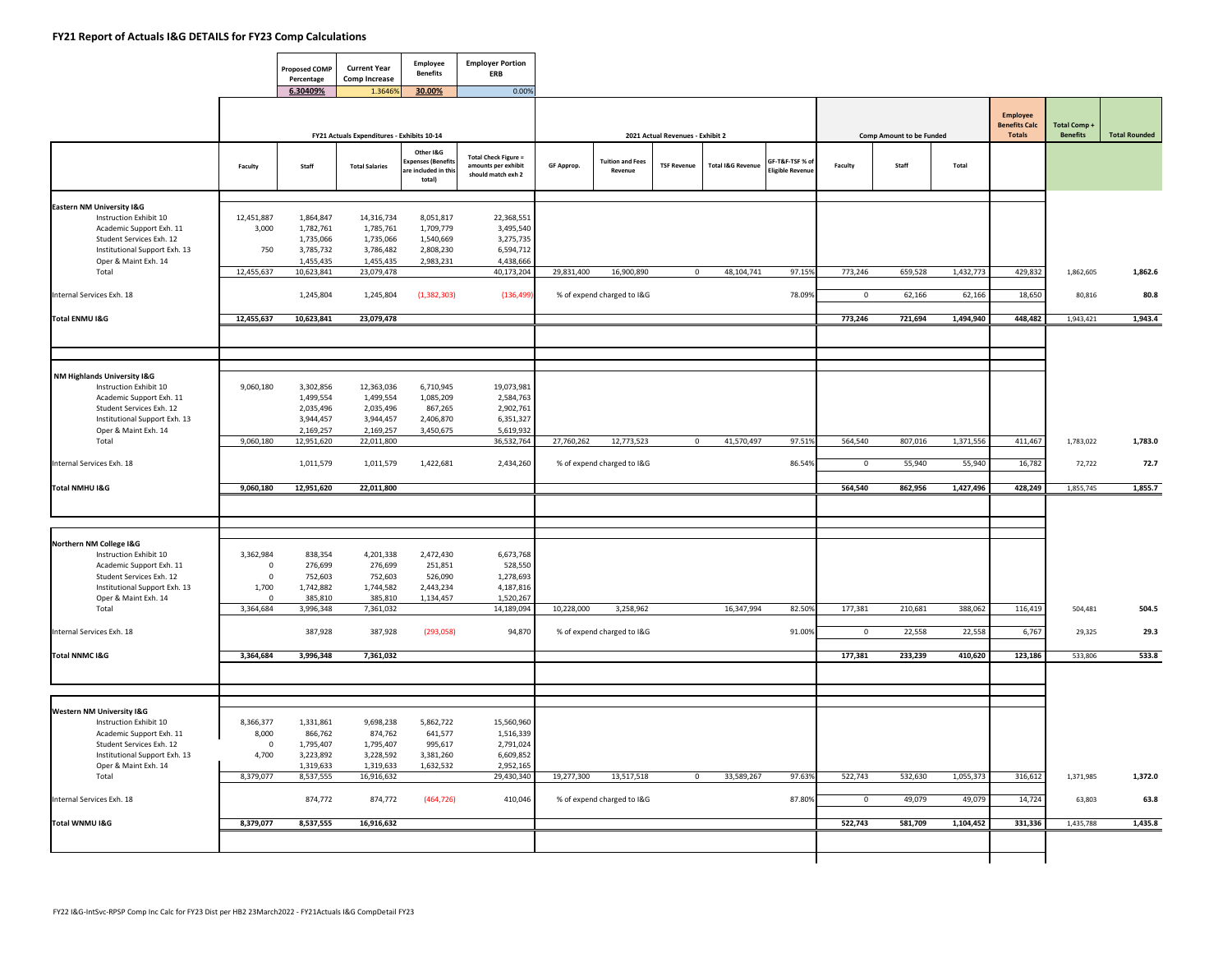# FY21 Report of Actuals I&G DETAILS for FY23 Comp Calculations

| Proposed COMP Percentage | Current Year Comp Increase | Employee Benefits | Employer Portion ERB |
|---|---|---|---|
| 6.30409% | 1.3646% | 30.00% | 0.00% |

| | FY21 Actuals Expenditures - Exhibits 10-14 | | | | | 2021 Actual Revenues - Exhibit 2 | | | | | Comp Amount to be Funded | | | Employee Benefits Calc Totals | Total Comp + Benefits | Total Rounded |
|---|---|---|---|---|---|---|---|---|---|---|---|---|---|---|---|---|
| | Faculty | Staff | Total Salaries | Other I&G Expenses (Benefits are included in this total) | Total Check Figure = amounts per exhibit should match exh 2 | GF Approp. | Tuition and Fees Revenue | TSF Revenue | Total I&G Revenue | GF-T&F-TSF % of Eligible Revenue | Faculty | Staff | Total | | | |
| **Eastern NM University I&G** | | | | | | | | | | | | | | | | |
| Instruction Exhibit 10 | 12,451,887 | 1,864,847 | 14,316,734 | 8,051,817 | 22,368,551 | | | | | | | | | | | |
| Academic Support Exh. 11 | 3,000 | 1,782,761 | 1,785,761 | 1,709,779 | 3,495,540 | | | | | | | | | | | |
| Student Services Exh. 12 | | 1,735,066 | 1,735,066 | 1,540,669 | 3,275,735 | | | | | | | | | | | |
| Institutional Support Exh. 13 | 750 | 3,785,732 | 3,786,482 | 2,808,230 | 6,594,712 | | | | | | | | | | | |
| Oper & Maint Exh. 14 | | 1,455,435 | 1,455,435 | 2,983,231 | 4,438,666 | | | | | | | | | | | |
| Total | 12,455,637 | 10,623,841 | 23,079,478 | | 40,173,204 | 29,831,400 | 16,900,890 | 0 | 48,104,741 | 97.15% | 773,246 | 659,528 | 1,432,773 | 429,832 | 1,862,605 | 1,862.6 |
| Internal Services Exh. 18 | | 1,245,804 | 1,245,804 | (1,382,303) | (136,499) | % of expend charged to I&G | | | | 78.09% | 0 | 62,166 | 62,166 | 18,650 | 80,816 | 80.8 |
| **Total ENMU I&G** | **12,455,637** | **10,623,841** | **23,079,478** | | | | | | | | **773,246** | **721,694** | **1,494,940** | **448,482** | 1,943,421 | **1,943.4** |
| **NM Highlands University I&G** | | | | | | | | | | | | | | | | |
| Instruction Exhibit 10 | 9,060,180 | 3,302,856 | 12,363,036 | 6,710,945 | 19,073,981 | | | | | | | | | | | |
| Academic Support Exh. 11 | | 1,499,554 | 1,499,554 | 1,085,209 | 2,584,763 | | | | | | | | | | | |
| Student Services Exh. 12 | | 2,035,496 | 2,035,496 | 867,265 | 2,902,761 | | | | | | | | | | | |
| Institutional Support Exh. 13 | | 3,944,457 | 3,944,457 | 2,406,870 | 6,351,327 | | | | | | | | | | | |
| Oper & Maint Exh. 14 | | 2,169,257 | 2,169,257 | 3,450,675 | 5,619,932 | | | | | | | | | | | |
| Total | 9,060,180 | 12,951,620 | 22,011,800 | | 36,532,764 | 27,760,262 | 12,773,523 | 0 | 41,570,497 | 97.51% | 564,540 | 807,016 | 1,371,556 | 411,467 | 1,783,022 | 1,783.0 |
| Internal Services Exh. 18 | | 1,011,579 | 1,011,579 | 1,422,681 | 2,434,260 | % of expend charged to I&G | | | | 86.54% | 0 | 55,940 | 55,940 | 16,782 | 72,722 | 72.7 |
| **Total NMHU I&G** | **9,060,180** | **12,951,620** | **22,011,800** | | | | | | | | **564,540** | **862,956** | **1,427,496** | **428,249** | 1,855,745 | **1,855.7** |
| **Northern NM College I&G** | | | | | | | | | | | | | | | | |
| Instruction Exhibit 10 | 3,362,984 | 838,354 | 4,201,338 | 2,472,430 | 6,673,768 | | | | | | | | | | | |
| Academic Support Exh. 11 | 0 | 276,699 | 276,699 | 251,851 | 528,550 | | | | | | | | | | | |
| Student Services Exh. 12 | 0 | 752,603 | 752,603 | 526,090 | 1,278,693 | | | | | | | | | | | |
| Institutional Support Exh. 13 | 1,700 | 1,742,882 | 1,744,582 | 2,443,234 | 4,187,816 | | | | | | | | | | | |
| Oper & Maint Exh. 14 | 0 | 385,810 | 385,810 | 1,134,457 | 1,520,267 | | | | | | | | | | | |
| Total | 3,364,684 | 3,996,348 | 7,361,032 | | 14,189,094 | 10,228,000 | 3,258,962 | | 16,347,994 | 82.50% | 177,381 | 210,681 | 388,062 | 116,419 | 504,481 | 504.5 |
| Internal Services Exh. 18 | | 387,928 | 387,928 | (293,058) | 94,870 | % of expend charged to I&G | | | | 91.00% | 0 | 22,558 | 22,558 | 6,767 | 29,325 | 29.3 |
| **Total NNMC I&G** | **3,364,684** | **3,996,348** | **7,361,032** | | | | | | | | **177,381** | **233,239** | **410,620** | **123,186** | 533,806 | **533.8** |
| **Western NM University I&G** | | | | | | | | | | | | | | | | |
| Instruction Exhibit 10 | 8,366,377 | 1,331,861 | 9,698,238 | 5,862,722 | 15,560,960 | | | | | | | | | | | |
| Academic Support Exh. 11 | 8,000 | 866,762 | 874,762 | 641,577 | 1,516,339 | | | | | | | | | | | |
| Student Services Exh. 12 | 0 | 1,795,407 | 1,795,407 | 995,617 | 2,791,024 | | | | | | | | | | | |
| Institutional Support Exh. 13 | 4,700 | 3,223,892 | 3,228,592 | 3,381,260 | 6,609,852 | | | | | | | | | | | |
| Oper & Maint Exh. 14 | | 1,319,633 | 1,319,633 | 1,632,532 | 2,952,165 | | | | | | | | | | | |
| Total | 8,379,077 | 8,537,555 | 16,916,632 | | 29,430,340 | 19,277,300 | 13,517,518 | 0 | 33,589,267 | 97.63% | 522,743 | 532,630 | 1,055,373 | 316,612 | 1,371,985 | 1,372.0 |
| Internal Services Exh. 18 | | 874,772 | 874,772 | (464,726) | 410,046 | % of expend charged to I&G | | | | 87.80% | 0 | 49,079 | 49,079 | 14,724 | 63,803 | 63.8 |
| **Total WNMU I&G** | **8,379,077** | **8,537,555** | **16,916,632** | | | | | | | | **522,743** | **581,709** | **1,104,452** | **331,336** | 1,435,788 | **1,435.8** |

FY22 I&G-IntSvc-RPSP Comp Inc Calc for FY23 Dist per HB2 23March2022 - FY21Actuals I&G CompDetail FY23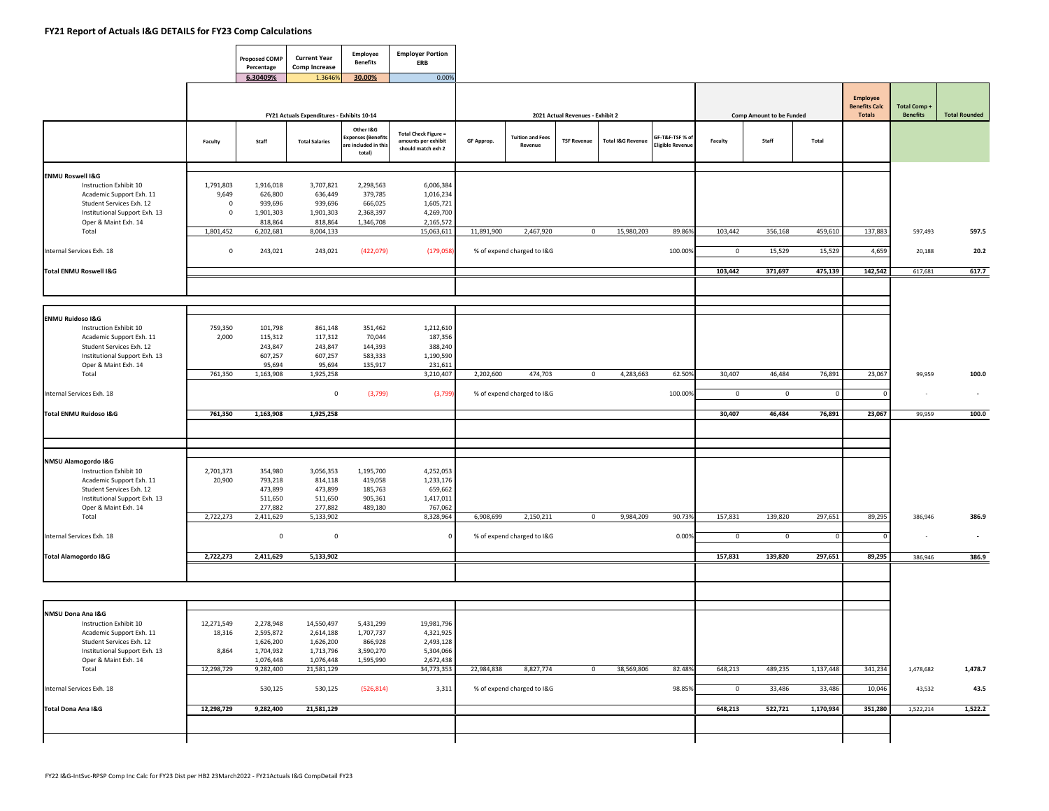# FY21 Report of Actuals I&G DETAILS for FY23 Comp Calculations

| Proposed COMP Percentage | Current Year Comp Increase | Employee Benefits | Employer Portion ERB |
|---|---|---|---|
| 6.30409% | 1.3646% | 30.00% | 0.00% |

| | FY21 Actuals Expenditures - Exhibits 10-14 | | | | | 2021 Actual Revenues - Exhibit 2 | | | | | Comp Amount to be Funded | | | Employee Benefits Calc Totals | Total Comp + Benefits | Total Rounded |
|---|---|---|---|---|---|---|---|---|---|---|---|---|---|---|---|---|
| | Faculty | Staff | Total Salaries | Other I&G Expenses (Benefits are included in this total) | Total Check Figure = amounts per exhibit should match exh 2 | GF Approp. | Tuition and Fees Revenue | TSF Revenue | Total I&G Revenue | GF-T&F-TSF % of Eligible Revenue | Faculty | Staff | Total | | | |
| **ENMU Roswell I&G** | | | | | | | | | | | | | | | | |
| Instruction Exhibit 10 | 1,791,803 | 1,916,018 | 3,707,821 | 2,298,563 | 6,006,384 | | | | | | | | | | | |
| Academic Support Exh. 11 | 9,649 | 626,800 | 636,449 | 379,785 | 1,016,234 | | | | | | | | | | | |
| Student Services Exh. 12 | 0 | 939,696 | 939,696 | 666,025 | 1,605,721 | | | | | | | | | | | |
| Institutional Support Exh. 13 | 0 | 1,901,303 | 1,901,303 | 2,368,397 | 4,269,700 | | | | | | | | | | | |
| Oper & Maint Exh. 14 | | 818,864 | 818,864 | 1,346,708 | 2,165,572 | | | | | | | | | | | |
| Total | 1,801,452 | 6,202,681 | 8,004,133 | | 15,063,611 | 11,891,900 | 2,467,920 | 0 | 15,980,203 | 89.86% | 103,442 | 356,168 | 459,610 | 137,883 | 597,493 | 597.5 |
| Internal Services Exh. 18 | 0 | 243,021 | 243,021 | (422,079) | (179,058) | % of expend charged to I&G | | | | 100.00% | 0 | 15,529 | 15,529 | 4,659 | 20,188 | 20.2 |
| **Total ENMU Roswell I&G** | | | | | | | | | | | 103,442 | 371,697 | 475,139 | 142,542 | 617,681 | 617.7 |
| **ENMU Ruidoso I&G** | | | | | | | | | | | | | | | | |
| Instruction Exhibit 10 | 759,350 | 101,798 | 861,148 | 351,462 | 1,212,610 | | | | | | | | | | | |
| Academic Support Exh. 11 | 2,000 | 115,312 | 117,312 | 70,044 | 187,356 | | | | | | | | | | | |
| Student Services Exh. 12 | | 243,847 | 243,847 | 144,393 | 388,240 | | | | | | | | | | | |
| Institutional Support Exh. 13 | | 607,257 | 607,257 | 583,333 | 1,190,590 | | | | | | | | | | | |
| Oper & Maint Exh. 14 | | 95,694 | 95,694 | 135,917 | 231,611 | | | | | | | | | | | |
| Total | 761,350 | 1,163,908 | 1,925,258 | | 3,210,407 | 2,202,600 | 474,703 | 0 | 4,283,663 | 62.50% | 30,407 | 46,484 | 76,891 | 23,067 | 99,959 | 100.0 |
| Internal Services Exh. 18 | | | 0 | (3,799) | (3,799) | % of expend charged to I&G | | | | 100.00% | 0 | 0 | 0 | 0 | - | - |
| **Total ENMU Ruidoso I&G** | 761,350 | 1,163,908 | 1,925,258 | | | | | | | | 30,407 | 46,484 | 76,891 | 23,067 | 99,959 | 100.0 |
| **NMSU Alamogordo I&G** | | | | | | | | | | | | | | | | |
| Instruction Exhibit 10 | 2,701,373 | 354,980 | 3,056,353 | 1,195,700 | 4,252,053 | | | | | | | | | | | |
| Academic Support Exh. 11 | 20,900 | 793,218 | 814,118 | 419,058 | 1,233,176 | | | | | | | | | | | |
| Student Services Exh. 12 | | 473,899 | 473,899 | 185,763 | 659,662 | | | | | | | | | | | |
| Institutional Support Exh. 13 | | 511,650 | 511,650 | 905,361 | 1,417,011 | | | | | | | | | | | |
| Oper & Maint Exh. 14 | | 277,882 | 277,882 | 489,180 | 767,062 | | | | | | | | | | | |
| Total | 2,722,273 | 2,411,629 | 5,133,902 | | 8,328,964 | 6,908,699 | 2,150,211 | 0 | 9,984,209 | 90.73% | 157,831 | 139,820 | 297,651 | 89,295 | 386,946 | 386.9 |
| Internal Services Exh. 18 | | 0 | 0 | | 0 | % of expend charged to I&G | | | | 0.00% | 0 | 0 | 0 | 0 | - | - |
| **Total Alamogordo I&G** | 2,722,273 | 2,411,629 | 5,133,902 | | | | | | | | 157,831 | 139,820 | 297,651 | 89,295 | 386,946 | 386.9 |
| **NMSU Dona Ana I&G** | | | | | | | | | | | | | | | | |
| Instruction Exhibit 10 | 12,271,549 | 2,278,948 | 14,550,497 | 5,431,299 | 19,981,796 | | | | | | | | | | | |
| Academic Support Exh. 11 | 18,316 | 2,595,872 | 2,614,188 | 1,707,737 | 4,321,925 | | | | | | | | | | | |
| Student Services Exh. 12 | | 1,626,200 | 1,626,200 | 866,928 | 2,493,128 | | | | | | | | | | | |
| Institutional Support Exh. 13 | 8,864 | 1,704,932 | 1,713,796 | 3,590,270 | 5,304,066 | | | | | | | | | | | |
| Oper & Maint Exh. 14 | | 1,076,448 | 1,076,448 | 1,595,990 | 2,672,438 | | | | | | | | | | | |
| Total | 12,298,729 | 9,282,400 | 21,581,129 | | 34,773,353 | 22,984,838 | 8,827,774 | 0 | 38,569,806 | 82.48% | 648,213 | 489,235 | 1,137,448 | 341,234 | 1,478,682 | 1,478.7 |
| Internal Services Exh. 18 | | 530,125 | 530,125 | (526,814) | 3,311 | % of expend charged to I&G | | | | 98.85% | 0 | 33,486 | 33,486 | 10,046 | 43,532 | 43.5 |
| **Total Dona Ana I&G** | 12,298,729 | 9,282,400 | 21,581,129 | | | | | | | | 648,213 | 522,721 | 1,170,934 | 351,280 | 1,522,214 | 1,522.2 |

FY22 I&G-IntSvc-RPSP Comp Inc Calc for FY23 Dist per HB2 23March2022 - FY21Actuals I&G CompDetail FY23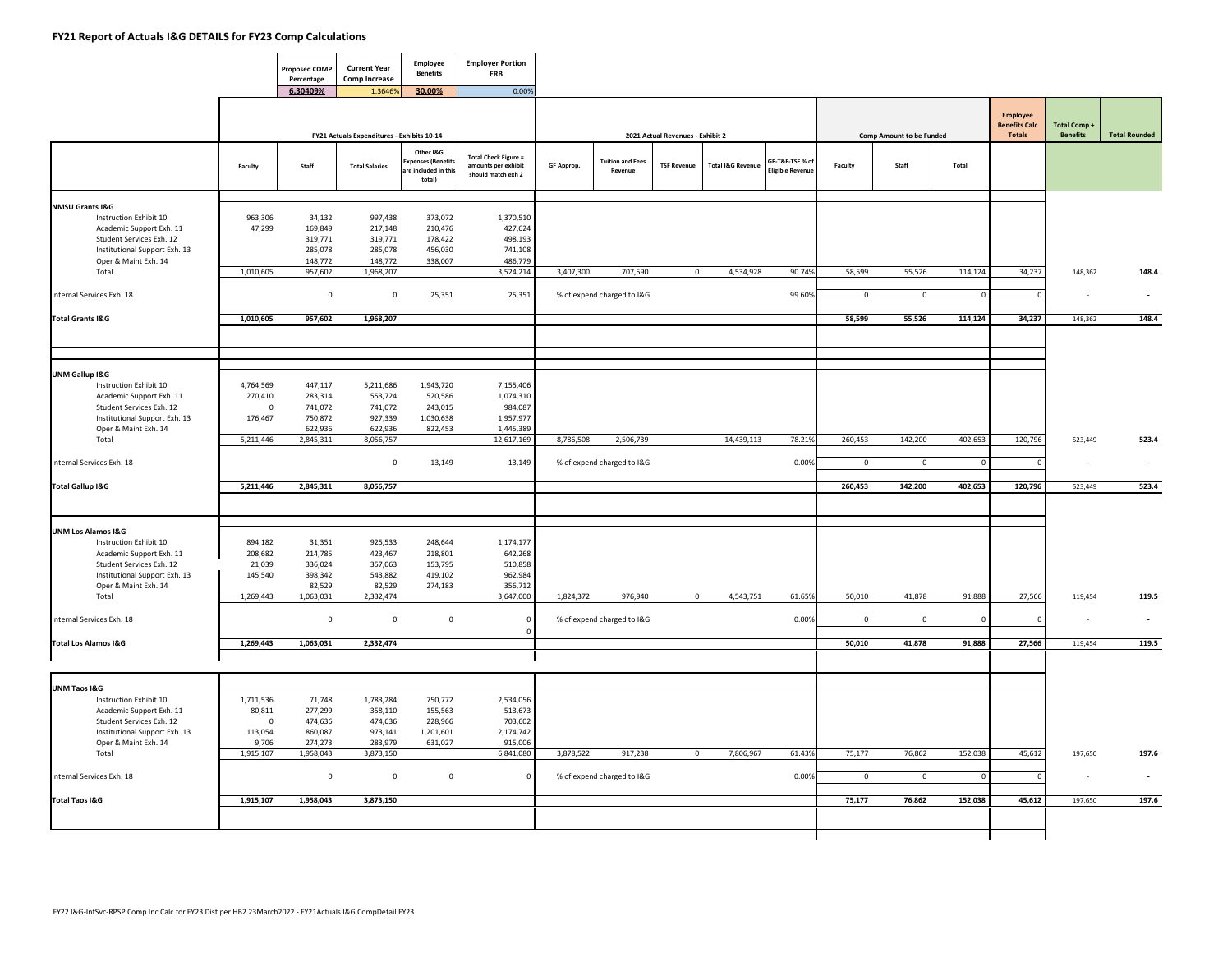# FY21 Report of Actuals I&G DETAILS for FY23 Comp Calculations

| Proposed COMP Percentage | Current Year Comp Increase | Employee Benefits | Employer Portion ERB |
|---|---|---|---|
| 6.30409% | 1.3646% | 30.00% | 0.00% |

| | FY21 Actuals Expenditures - Exhibits 10-14 | | | | | 2021 Actual Revenues - Exhibit 2 | | | | | | Comp Amount to be Funded | | | Employee Benefits Calc Totals | Total Comp + Benefits | Total Rounded |
|---|---|---|---|---|---|---|---|---|---|---|---|---|---|---|---|---|---|
| | Faculty | Staff | Total Salaries | Other I&G Expenses (Benefits are included in this total) | Total Check Figure = amounts per exhibit should match exh 2 | GF Approp. | Tuition and Fees Revenue | TSF Revenue | Total I&G Revenue | GF-T&F-TSF % of Eligible Revenue | Faculty | Staff | Total | | | |
| **NMSU Grants I&G** | | | | | | | | | | | | | | | | |
| Instruction Exhibit 10 | 963,306 | 34,132 | 997,438 | 373,072 | 1,370,510 | | | | | | | | | | | |
| Academic Support Exh. 11 | 47,299 | 169,849 | 217,148 | 210,476 | 427,624 | | | | | | | | | | | |
| Student Services Exh. 12 | | 319,771 | 319,771 | 178,422 | 498,193 | | | | | | | | | | | |
| Institutional Support Exh. 13 | | 285,078 | 285,078 | 456,030 | 741,108 | | | | | | | | | | | |
| Oper & Maint Exh. 14 | | 148,772 | 148,772 | 338,007 | 486,779 | | | | | | | | | | | |
| Total | 1,010,605 | 957,602 | 1,968,207 | | 3,524,214 | 3,407,300 | 707,590 | 0 | 4,534,928 | 90.74% | 58,599 | 55,526 | 114,124 | 34,237 | 148,362 | 148.4 |
| Internal Services Exh. 18 | | 0 | 0 | 25,351 | 25,351 | % of expend charged to I&G | | | | 99.60% | 0 | 0 | 0 | 0 | - | - |
| **Total Grants I&G** | **1,010,605** | **957,602** | **1,968,207** | | | | | | | | **58,599** | **55,526** | **114,124** | **34,237** | 148,362 | **148.4** |
| **UNM Gallup I&G** | | | | | | | | | | | | | | | | |
| Instruction Exhibit 10 | 4,764,569 | 447,117 | 5,211,686 | 1,943,720 | 7,155,406 | | | | | | | | | | | |
| Academic Support Exh. 11 | 270,410 | 283,314 | 553,724 | 520,586 | 1,074,310 | | | | | | | | | | | |
| Student Services Exh. 12 | 0 | 741,072 | 741,072 | 243,015 | 984,087 | | | | | | | | | | | |
| Institutional Support Exh. 13 | 176,467 | 750,872 | 927,339 | 1,030,638 | 1,957,977 | | | | | | | | | | | |
| Oper & Maint Exh. 14 | | 622,936 | 622,936 | 822,453 | 1,445,389 | | | | | | | | | | | |
| Total | 5,211,446 | 2,845,311 | 8,056,757 | | 12,617,169 | 8,786,508 | 2,506,739 | | 14,439,113 | 78.21% | 260,453 | 142,200 | 402,653 | 120,796 | 523,449 | 523.4 |
| Internal Services Exh. 18 | | | 0 | 13,149 | 13,149 | % of expend charged to I&G | | | | 0.00% | 0 | 0 | 0 | 0 | - | - |
| **Total Gallup I&G** | **5,211,446** | **2,845,311** | **8,056,757** | | | | | | | | **260,453** | **142,200** | **402,653** | **120,796** | 523,449 | **523.4** |
| **UNM Los Alamos I&G** | | | | | | | | | | | | | | | | |
| Instruction Exhibit 10 | 894,182 | 31,351 | 925,533 | 248,644 | 1,174,177 | | | | | | | | | | | |
| Academic Support Exh. 11 | 208,682 | 214,785 | 423,467 | 218,801 | 642,268 | | | | | | | | | | | |
| Student Services Exh. 12 | 21,039 | 336,024 | 357,063 | 153,795 | 510,858 | | | | | | | | | | | |
| Institutional Support Exh. 13 | 145,540 | 398,342 | 543,882 | 419,102 | 962,984 | | | | | | | | | | | |
| Oper & Maint Exh. 14 | | 82,529 | 82,529 | 274,183 | 356,712 | | | | | | | | | | | |
| Total | 1,269,443 | 1,063,031 | 2,332,474 | | 3,647,000 | 1,824,372 | 976,940 | 0 | 4,543,751 | 61.65% | 50,010 | 41,878 | 91,888 | 27,566 | 119,454 | 119.5 |
| Internal Services Exh. 18 | | 0 | 0 | 0 | 0 | % of expend charged to I&G | | | | 0.00% | 0 | 0 | 0 | 0 | - | - |
| | | | | | 0 | | | | | | | | | | | |
| **Total Los Alamos I&G** | **1,269,443** | **1,063,031** | **2,332,474** | | | | | | | | **50,010** | **41,878** | **91,888** | **27,566** | 119,454 | **119.5** |
| **UNM Taos I&G** | | | | | | | | | | | | | | | | |
| Instruction Exhibit 10 | 1,711,536 | 71,748 | 1,783,284 | 750,772 | 2,534,056 | | | | | | | | | | | |
| Academic Support Exh. 11 | 80,811 | 277,299 | 358,110 | 155,563 | 513,673 | | | | | | | | | | | |
| Student Services Exh. 12 | 0 | 474,636 | 474,636 | 228,966 | 703,602 | | | | | | | | | | | |
| Institutional Support Exh. 13 | 113,054 | 860,087 | 973,141 | 1,201,601 | 2,174,742 | | | | | | | | | | | |
| Oper & Maint Exh. 14 | 9,706 | 274,273 | 283,979 | 631,027 | 915,006 | | | | | | | | | | | |
| Total | 1,915,107 | 1,958,043 | 3,873,150 | | 6,841,080 | 3,878,522 | 917,238 | 0 | 7,806,967 | 61.43% | 75,177 | 76,862 | 152,038 | 45,612 | 197,650 | 197.6 |
| Internal Services Exh. 18 | | 0 | 0 | 0 | 0 | % of expend charged to I&G | | | | 0.00% | 0 | 0 | 0 | 0 | - | - |
| **Total Taos I&G** | **1,915,107** | **1,958,043** | **3,873,150** | | | | | | | | **75,177** | **76,862** | **152,038** | **45,612** | 197,650 | **197.6** |

FY22 I&G-IntSvc-RPSP Comp Inc Calc for FY23 Dist per HB2 23March2022 - FY21Actuals I&G CompDetail FY23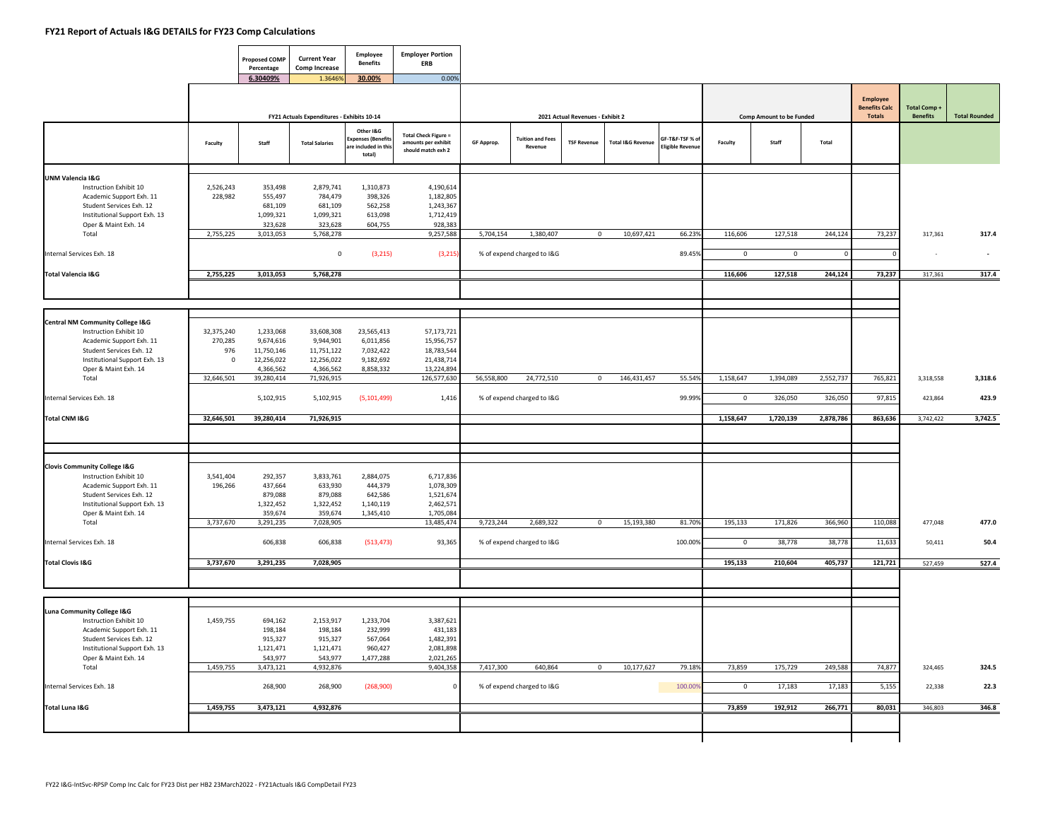# FY21 Report of Actuals I&G DETAILS for FY23 Comp Calculations

| Proposed COMP Percentage | Current Year Comp Increase | Employee Benefits | Employer Portion ERB |
|---|---|---|---|
| 6.30409% | 1.3646% | 30.00% | 0.00% |

| | FY21 Actuals Expenditures - Exhibits 10-14 | | | | | 2021 Actual Revenues - Exhibit 2 | | | | | Comp Amount to be Funded | | | Employee Benefits Calc Totals | Total Comp + Benefits | Total Rounded |
|---|---|---|---|---|---|---|---|---|---|---|---|---|---|---|---|---|
| | Faculty | Staff | Total Salaries | Other I&G Expenses (Benefits are included in this total) | Total Check Figure = amounts per exhibit should match exh 2 | GF Approp. | Tuition and Fees Revenue | TSF Revenue | Total I&G Revenue | GF-T&F-TSF % of Eligible Revenue | Faculty | Staff | Total | | | |
| **UNM Valencia I&G** | | | | | | | | | | | | | | | | |
| Instruction Exhibit 10 | 2,526,243 | 353,498 | 2,879,741 | 1,310,873 | 4,190,614 | | | | | | | | | | | |
| Academic Support Exh. 11 | 228,982 | 555,497 | 784,479 | 398,326 | 1,182,805 | | | | | | | | | | | |
| Student Services Exh. 12 | | 681,109 | 681,109 | 562,258 | 1,243,367 | | | | | | | | | | | |
| Institutional Support Exh. 13 | | 1,099,321 | 1,099,321 | 613,098 | 1,712,419 | | | | | | | | | | | |
| Oper & Maint Exh. 14 | | 323,628 | 323,628 | 604,755 | 928,383 | | | | | | | | | | | |
| Total | 2,755,225 | 3,013,053 | 5,768,278 | | 9,257,588 | 5,704,154 | 1,380,407 | 0 | 10,697,421 | 66.23% | 116,606 | 127,518 | 244,124 | 73,237 | 317,361 | 317.4 |
| Internal Services Exh. 18 | | | 0 | (3,215) | (3,215) | % of expend charged to I&G | | | | 89.45% | 0 | 0 | 0 | 0 | - | - |
| **Total Valencia I&G** | **2,755,225** | **3,013,053** | **5,768,278** | | | | | | | | **116,606** | **127,518** | **244,124** | **73,237** | 317,361 | **317.4** |
| **Central NM Community College I&G** | | | | | | | | | | | | | | | | |
| Instruction Exhibit 10 | 32,375,240 | 1,233,068 | 33,608,308 | 23,565,413 | 57,173,721 | | | | | | | | | | | |
| Academic Support Exh. 11 | 270,285 | 9,674,616 | 9,944,901 | 6,011,856 | 15,956,757 | | | | | | | | | | | |
| Student Services Exh. 12 | 976 | 11,750,146 | 11,751,122 | 7,032,422 | 18,783,544 | | | | | | | | | | | |
| Institutional Support Exh. 13 | 0 | 12,256,022 | 12,256,022 | 9,182,692 | 21,438,714 | | | | | | | | | | | |
| Oper & Maint Exh. 14 | | 4,366,562 | 4,366,562 | 8,858,332 | 13,224,894 | | | | | | | | | | | |
| Total | 32,646,501 | 39,280,414 | 71,926,915 | | 126,577,630 | 56,558,800 | 24,772,510 | 0 | 146,431,457 | 55.54% | 1,158,647 | 1,394,089 | 2,552,737 | 765,821 | 3,318,558 | 3,318.6 |
| Internal Services Exh. 18 | | 5,102,915 | 5,102,915 | (5,101,499) | 1,416 | % of expend charged to I&G | | | | 99.99% | 0 | 326,050 | 326,050 | 97,815 | 423,864 | 423.9 |
| **Total CNM I&G** | **32,646,501** | **39,280,414** | **71,926,915** | | | | | | | | **1,158,647** | **1,720,139** | **2,878,786** | **863,636** | 3,742,422 | **3,742.5** |
| **Clovis Community College I&G** | | | | | | | | | | | | | | | | |
| Instruction Exhibit 10 | 3,541,404 | 292,357 | 3,833,761 | 2,884,075 | 6,717,836 | | | | | | | | | | | |
| Academic Support Exh. 11 | 196,266 | 437,664 | 633,930 | 444,379 | 1,078,309 | | | | | | | | | | | |
| Student Services Exh. 12 | | 879,088 | 879,088 | 642,586 | 1,521,674 | | | | | | | | | | | |
| Institutional Support Exh. 13 | | 1,322,452 | 1,322,452 | 1,140,119 | 2,462,571 | | | | | | | | | | | |
| Oper & Maint Exh. 14 | | 359,674 | 359,674 | 1,345,410 | 1,705,084 | | | | | | | | | | | |
| Total | 3,737,670 | 3,291,235 | 7,028,905 | | 13,485,474 | 9,723,244 | 2,689,322 | 0 | 15,193,380 | 81.70% | 195,133 | 171,826 | 366,960 | 110,088 | 477,048 | 477.0 |
| Internal Services Exh. 18 | | 606,838 | 606,838 | (513,473) | 93,365 | % of expend charged to I&G | | | | 100.00% | 0 | 38,778 | 38,778 | 11,633 | 50,411 | 50.4 |
| **Total Clovis I&G** | **3,737,670** | **3,291,235** | **7,028,905** | | | | | | | | **195,133** | **210,604** | **405,737** | **121,721** | 527,459 | **527.4** |
| **Luna Community College I&G** | | | | | | | | | | | | | | | | |
| Instruction Exhibit 10 | 1,459,755 | 694,162 | 2,153,917 | 1,233,704 | 3,387,621 | | | | | | | | | | | |
| Academic Support Exh. 11 | | 198,184 | 198,184 | 232,999 | 431,183 | | | | | | | | | | | |
| Student Services Exh. 12 | | 915,327 | 915,327 | 567,064 | 1,482,391 | | | | | | | | | | | |
| Institutional Support Exh. 13 | | 1,121,471 | 1,121,471 | 960,427 | 2,081,898 | | | | | | | | | | | |
| Oper & Maint Exh. 14 | | 543,977 | 543,977 | 1,477,288 | 2,021,265 | | | | | | | | | | | |
| Total | 1,459,755 | 3,473,121 | 4,932,876 | | 9,404,358 | 7,417,300 | 640,864 | 0 | 10,177,627 | 79.18% | 73,859 | 175,729 | 249,588 | 74,877 | 324,465 | 324.5 |
| Internal Services Exh. 18 | | 268,900 | 268,900 | (268,900) | 0 | % of expend charged to I&G | | | | 100.00% | 0 | 17,183 | 17,183 | 5,155 | 22,338 | 22.3 |
| **Total Luna I&G** | **1,459,755** | **3,473,121** | **4,932,876** | | | | | | | | **73,859** | **192,912** | **266,771** | **80,031** | 346,803 | **346.8** |

FY22 I&G-IntSvc-RPSP Comp Inc Calc for FY23 Dist per HB2 23March2022 - FY21Actuals I&G CompDetail FY23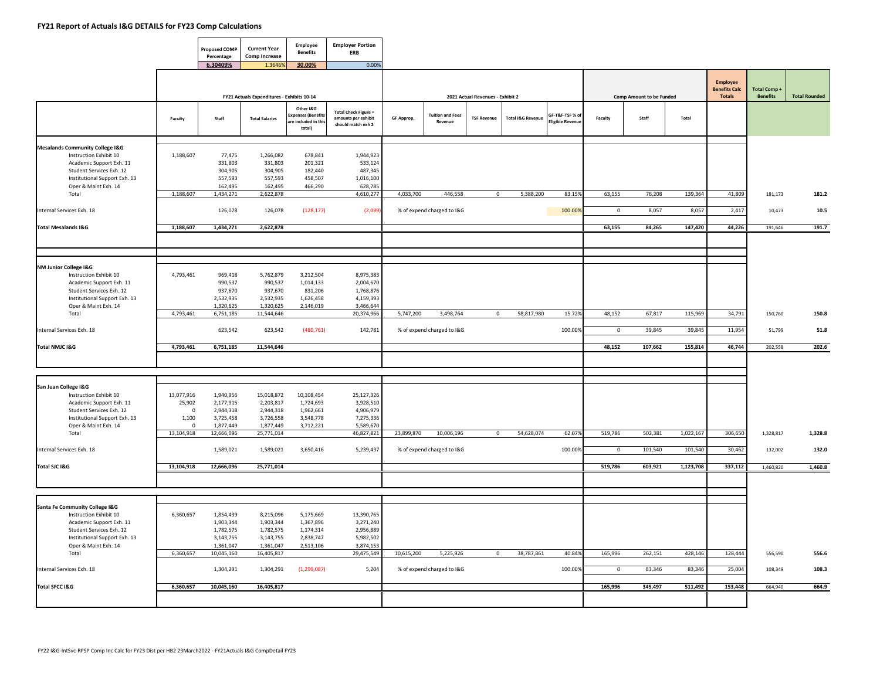# FY21 Report of Actuals I&G DETAILS for FY23 Comp Calculations

| Proposed COMP Percentage | Current Year Comp Increase | Employee Benefits | Employer Portion ERB |
|---|---|---|---|
| 6.30409% | 1.3646% | 30.00% | 0.00% |

| | FY21 Actuals Expenditures - Exhibits 10-14 | | | | | 2021 Actual Revenues - Exhibit 2 | | | | | Comp Amount to be Funded | | | Employee Benefits Calc Totals | Total Comp + Benefits | Total Rounded |
|---|---|---|---|---|---|---|---|---|---|---|---|---|---|---|---|---|
| | Faculty | Staff | Total Salaries | Other I&G Expenses (Benefits are included in this total) | Total Check Figure = amounts per exhibit should match exh 2 | GF Approp. | Tuition and Fees Revenue | TSF Revenue | Total I&G Revenue | GF-T&F-TSF % of Eligible Revenue | Faculty | Staff | Total | | | |
| **Mesalands Community College I&G** | | | | | | | | | | | | | | | | |
| Instruction Exhibit 10 | 1,188,607 | 77,475 | 1,266,082 | 678,841 | 1,944,923 | | | | | | | | | | | |
| Academic Support Exh. 11 | | 331,803 | 331,803 | 201,321 | 533,124 | | | | | | | | | | | |
| Student Services Exh. 12 | | 304,905 | 304,905 | 182,440 | 487,345 | | | | | | | | | | | |
| Institutional Support Exh. 13 | | 557,593 | 557,593 | 458,507 | 1,016,100 | | | | | | | | | | | |
| Oper & Maint Exh. 14 | | 162,495 | 162,495 | 466,290 | 628,785 | | | | | | | | | | | |
| Total | 1,188,607 | 1,434,271 | 2,622,878 | | 4,610,277 | 4,033,700 | 446,558 | 0 | 5,388,200 | 83.15% | 63,155 | 76,208 | 139,364 | 41,809 | 181,173 | 181.2 |
| Internal Services Exh. 18 | | 126,078 | 126,078 | (128,177) | (2,099) | % of expend charged to I&G | | | | 100.00% | 0 | 8,057 | 8,057 | 2,417 | 10,473 | 10.5 |
| **Total Mesalands I&G** | **1,188,607** | **1,434,271** | **2,622,878** | | | | | | | | **63,155** | **84,265** | **147,420** | **44,226** | 191,646 | **191.7** |
| **NM Junior College I&G** | | | | | | | | | | | | | | | | |
| Instruction Exhibit 10 | 4,793,461 | 969,418 | 5,762,879 | 3,212,504 | 8,975,383 | | | | | | | | | | | |
| Academic Support Exh. 11 | | 990,537 | 990,537 | 1,014,133 | 2,004,670 | | | | | | | | | | | |
| Student Services Exh. 12 | | 937,670 | 937,670 | 831,206 | 1,768,876 | | | | | | | | | | | |
| Institutional Support Exh. 13 | | 2,532,935 | 2,532,935 | 1,626,458 | 4,159,393 | | | | | | | | | | | |
| Oper & Maint Exh. 14 | | 1,320,625 | 1,320,625 | 2,146,019 | 3,466,644 | | | | | | | | | | | |
| Total | 4,793,461 | 6,751,185 | 11,544,646 | | 20,374,966 | 5,747,200 | 3,498,764 | 0 | 58,817,980 | 15.72% | 48,152 | 67,817 | 115,969 | 34,791 | 150,760 | 150.8 |
| Internal Services Exh. 18 | | 623,542 | 623,542 | (480,761) | 142,781 | % of expend charged to I&G | | | | 100.00% | 0 | 39,845 | 39,845 | 11,954 | 51,799 | 51.8 |
| **Total NMJC I&G** | **4,793,461** | **6,751,185** | **11,544,646** | | | | | | | | **48,152** | **107,662** | **155,814** | **46,744** | 202,558 | **202.6** |
| **San Juan College I&G** | | | | | | | | | | | | | | | | |
| Instruction Exhibit 10 | 13,077,916 | 1,940,956 | 15,018,872 | 10,108,454 | 25,127,326 | | | | | | | | | | | |
| Academic Support Exh. 11 | 25,902 | 2,177,915 | 2,203,817 | 1,724,693 | 3,928,510 | | | | | | | | | | | |
| Student Services Exh. 12 | 0 | 2,944,318 | 2,944,318 | 1,962,661 | 4,906,979 | | | | | | | | | | | |
| Institutional Support Exh. 13 | 1,100 | 3,725,458 | 3,726,558 | 3,548,778 | 7,275,336 | | | | | | | | | | | |
| Oper & Maint Exh. 14 | 0 | 1,877,449 | 1,877,449 | 3,712,221 | 5,589,670 | | | | | | | | | | | |
| Total | 13,104,918 | 12,666,096 | 25,771,014 | | 46,827,821 | 23,899,870 | 10,006,196 | 0 | 54,628,074 | 62.07% | 519,786 | 502,381 | 1,022,167 | 306,650 | 1,328,817 | 1,328.8 |
| Internal Services Exh. 18 | | 1,589,021 | 1,589,021 | 3,650,416 | 5,239,437 | % of expend charged to I&G | | | | 100.00% | 0 | 101,540 | 101,540 | 30,462 | 132,002 | 132.0 |
| **Total SJC I&G** | **13,104,918** | **12,666,096** | **25,771,014** | | | | | | | | **519,786** | **603,921** | **1,123,708** | **337,112** | 1,460,820 | **1,460.8** |
| **Santa Fe Community College I&G** | | | | | | | | | | | | | | | | |
| Instruction Exhibit 10 | 6,360,657 | 1,854,439 | 8,215,096 | 5,175,669 | 13,390,765 | | | | | | | | | | | |
| Academic Support Exh. 11 | | 1,903,344 | 1,903,344 | 1,367,896 | 3,271,240 | | | | | | | | | | | |
| Student Services Exh. 12 | | 1,782,575 | 1,782,575 | 1,174,314 | 2,956,889 | | | | | | | | | | | |
| Institutional Support Exh. 13 | | 3,143,755 | 3,143,755 | 2,838,747 | 5,982,502 | | | | | | | | | | | |
| Oper & Maint Exh. 14 | | 1,361,047 | 1,361,047 | 2,513,106 | 3,874,153 | | | | | | | | | | | |
| Total | 6,360,657 | 10,045,160 | 16,405,817 | | 29,475,549 | 10,615,200 | 5,225,926 | 0 | 38,787,861 | 40.84% | 165,996 | 262,151 | 428,146 | 128,444 | 556,590 | 556.6 |
| Internal Services Exh. 18 | | 1,304,291 | 1,304,291 | (1,299,087) | 5,204 | % of expend charged to I&G | | | | 100.00% | 0 | 83,346 | 83,346 | 25,004 | 108,349 | 108.3 |
| **Total SFCC I&G** | **6,360,657** | **10,045,160** | **16,405,817** | | | | | | | | **165,996** | **345,497** | **511,492** | **153,448** | 664,940 | **664.9** |

FY22 I&G-IntSvc-RPSP Comp Inc Calc for FY23 Dist per HB2 23March2022 - FY21Actuals I&G CompDetail FY23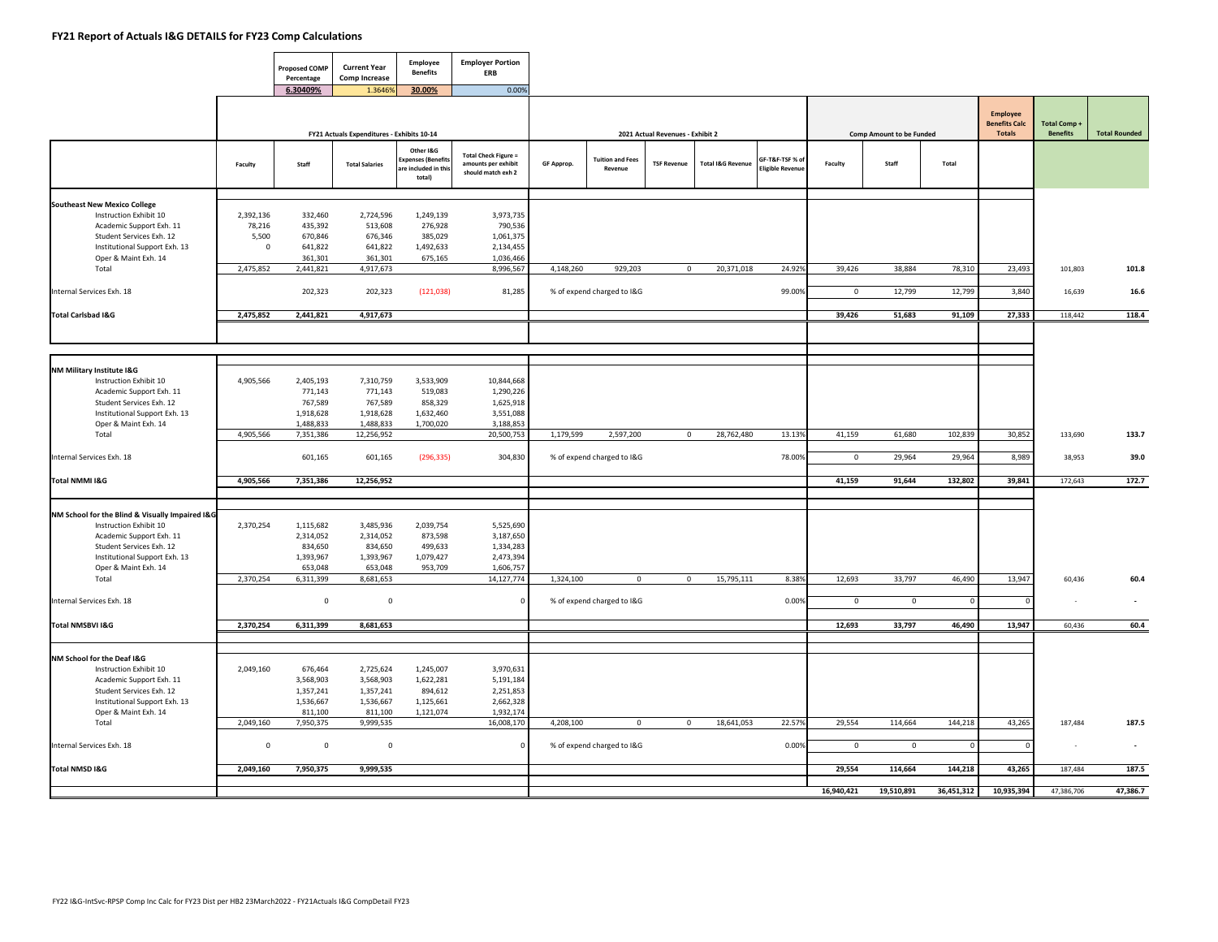## FY21 Report of Actuals I&G DETAILS for FY23 Comp Calculations

| Proposed COMP Percentage | Current Year Comp Increase | Employee Benefits | Employer Portion ERB |
|---|---|---|---|
| 6.30409% | 1.3646% | 30.00% | 0.00% |

| | FY21 Actuals Expenditures - Exhibits 10-14 | | | | | 2021 Actual Revenues - Exhibit 2 | | | | | Comp Amount to be Funded | | | Employee Benefits Calc Totals | Total Comp + Benefits | Total Rounded |
|---|---|---|---|---|---|---|---|---|---|---|---|---|---|---|---|---|
| | Faculty | Staff | Total Salaries | Other I&G Expenses (Benefits are included in this total) | Total Check Figure = amounts per exhibit should match exh 2 | GF Approp. | Tuition and Fees Revenue | TSF Revenue | Total I&G Revenue | GF-T&F-TSF % of Eligible Revenue | Faculty | Staff | Total | | | |
| **Southeast New Mexico College** | | | | | | | | | | | | | | | | |
| Instruction Exhibit 10 | 2,392,136 | 332,460 | 2,724,596 | 1,249,139 | 3,973,735 | | | | | | | | | | | |
| Academic Support Exh. 11 | 78,216 | 435,392 | 513,608 | 276,928 | 790,536 | | | | | | | | | | | |
| Student Services Exh. 12 | 5,500 | 670,846 | 676,346 | 385,029 | 1,061,375 | | | | | | | | | | | |
| Institutional Support Exh. 13 | 0 | 641,822 | 641,822 | 1,492,633 | 2,134,455 | | | | | | | | | | | |
| Oper & Maint Exh. 14 | | 361,301 | 361,301 | 675,165 | 1,036,466 | | | | | | | | | | | |
| Total | 2,475,852 | 2,441,821 | 4,917,673 | | 8,996,567 | 4,148,260 | 929,203 | 0 | 20,371,018 | 24.92% | 39,426 | 38,884 | 78,310 | 23,493 | 101,803 | 101.8 |
| Internal Services Exh. 18 | | 202,323 | 202,323 | (121,038) | 81,285 | % of expend charged to I&G | | | | 99.00% | 0 | 12,799 | 12,799 | 3,840 | 16,639 | 16.6 |
| **Total Carlsbad I&G** | **2,475,852** | **2,441,821** | **4,917,673** | | | | | | | | **39,426** | **51,683** | **91,109** | **27,333** | 118,442 | **118.4** |
| **NM Military Institute I&G** | | | | | | | | | | | | | | | | |
| Instruction Exhibit 10 | 4,905,566 | 2,405,193 | 7,310,759 | 3,533,909 | 10,844,668 | | | | | | | | | | | |
| Academic Support Exh. 11 | | 771,143 | 771,143 | 519,083 | 1,290,226 | | | | | | | | | | | |
| Student Services Exh. 12 | | 767,589 | 767,589 | 858,329 | 1,625,918 | | | | | | | | | | | |
| Institutional Support Exh. 13 | | 1,918,628 | 1,918,628 | 1,632,460 | 3,551,088 | | | | | | | | | | | |
| Oper & Maint Exh. 14 | | 1,488,833 | 1,488,833 | 1,700,020 | 3,188,853 | | | | | | | | | | | |
| Total | 4,905,566 | 7,351,386 | 12,256,952 | | 20,500,753 | 1,179,599 | 2,597,200 | 0 | 28,762,480 | 13.13% | 41,159 | 61,680 | 102,839 | 30,852 | 133,690 | 133.7 |
| Internal Services Exh. 18 | | 601,165 | 601,165 | (296,335) | 304,830 | % of expend charged to I&G | | | | 78.00% | 0 | 29,964 | 29,964 | 8,989 | 38,953 | 39.0 |
| **Total NMMI I&G** | **4,905,566** | **7,351,386** | **12,256,952** | | | | | | | | **41,159** | **91,644** | **132,802** | **39,841** | 172,643 | **172.7** |
| **NM School for the Blind & Visually Impaired I&G** | | | | | | | | | | | | | | | | |
| Instruction Exhibit 10 | 2,370,254 | 1,115,682 | 3,485,936 | 2,039,754 | 5,525,690 | | | | | | | | | | | |
| Academic Support Exh. 11 | | 2,314,052 | 2,314,052 | 873,598 | 3,187,650 | | | | | | | | | | | |
| Student Services Exh. 12 | | 834,650 | 834,650 | 499,633 | 1,334,283 | | | | | | | | | | | |
| Institutional Support Exh. 13 | | 1,393,967 | 1,393,967 | 1,079,427 | 2,473,394 | | | | | | | | | | | |
| Oper & Maint Exh. 14 | | 653,048 | 653,048 | 953,709 | 1,606,757 | | | | | | | | | | | |
| Total | 2,370,254 | 6,311,399 | 8,681,653 | | 14,127,774 | 1,324,100 | 0 | 0 | 15,795,111 | 8.38% | 12,693 | 33,797 | 46,490 | 13,947 | 60,436 | 60.4 |
| Internal Services Exh. 18 | | 0 | 0 | | 0 | % of expend charged to I&G | | | | 0.00% | 0 | 0 | 0 | 0 | - | - |
| **Total NMSBVI I&G** | **2,370,254** | **6,311,399** | **8,681,653** | | | | | | | | **12,693** | **33,797** | **46,490** | **13,947** | 60,436 | **60.4** |
| **NM School for the Deaf I&G** | | | | | | | | | | | | | | | | |
| Instruction Exhibit 10 | 2,049,160 | 676,464 | 2,725,624 | 1,245,007 | 3,970,631 | | | | | | | | | | | |
| Academic Support Exh. 11 | | 3,568,903 | 3,568,903 | 1,622,281 | 5,191,184 | | | | | | | | | | | |
| Student Services Exh. 12 | | 1,357,241 | 1,357,241 | 894,612 | 2,251,853 | | | | | | | | | | | |
| Institutional Support Exh. 13 | | 1,536,667 | 1,536,667 | 1,125,661 | 2,662,328 | | | | | | | | | | | |
| Oper & Maint Exh. 14 | | 811,100 | 811,100 | 1,121,074 | 1,932,174 | | | | | | | | | | | |
| Total | 2,049,160 | 7,950,375 | 9,999,535 | | 16,008,170 | 4,208,100 | 0 | 0 | 18,641,053 | 22.57% | 29,554 | 114,664 | 144,218 | 43,265 | 187,484 | 187.5 |
| Internal Services Exh. 18 | 0 | 0 | 0 | | 0 | % of expend charged to I&G | | | | 0.00% | 0 | 0 | 0 | 0 | - | - |
| **Total NMSD I&G** | **2,049,160** | **7,950,375** | **9,999,535** | | | | | | | | **29,554** | **114,664** | **144,218** | **43,265** | 187,484 | **187.5** |
| | | | | | | | | | | | **16,940,421** | **19,510,891** | **36,451,312** | **10,935,394** | 47,386,706 | **47,386.7** |

FY22 I&G-IntSvc-RPSP Comp Inc Calc for FY23 Dist per HB2 23March2022 - FY21Actuals I&G CompDetail FY23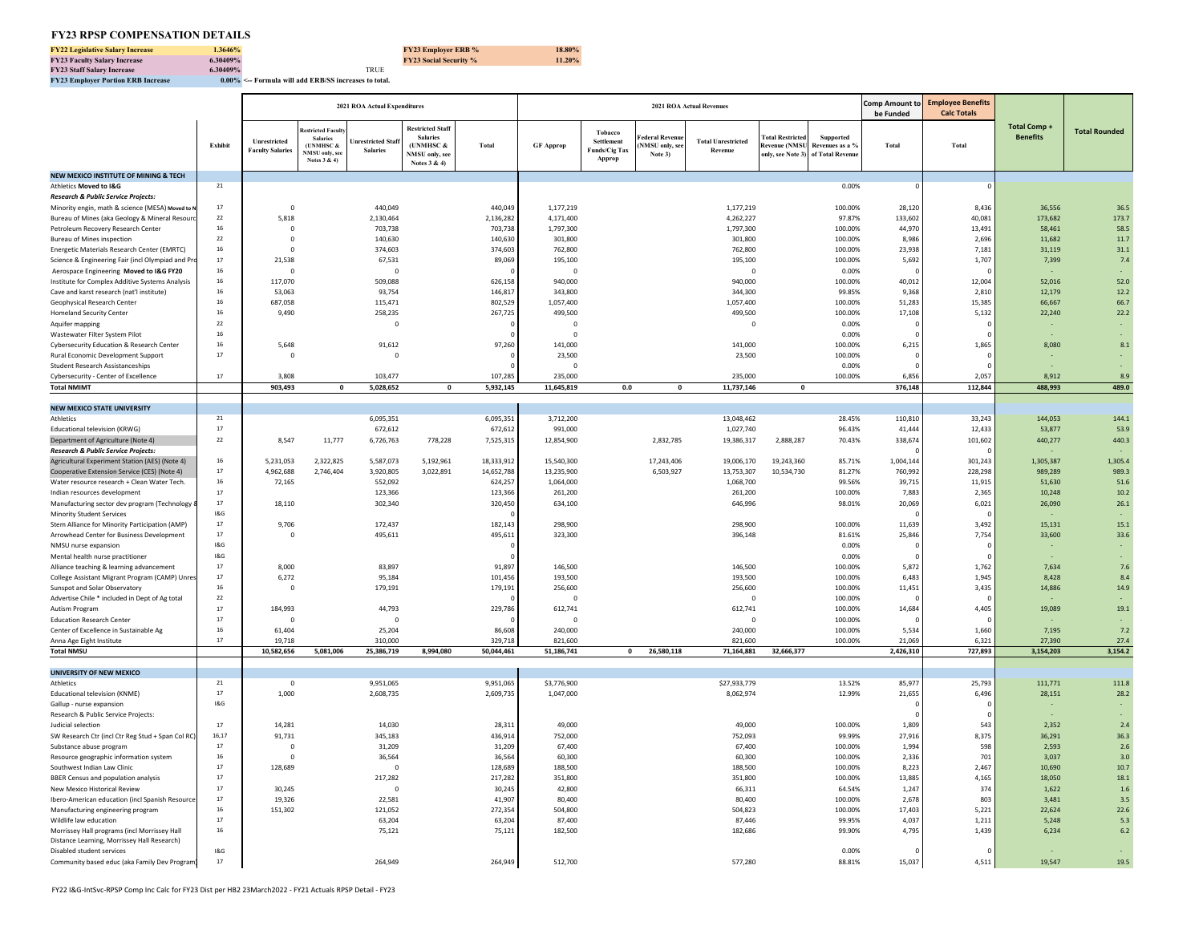# FY23 RPSP COMPENSATION DETAILS

| | | | | |
|---|---|---|---|---|
| FY22 Legislative Salary Increase | 1.3646% | | FY23 Employer ERB % | 18.80% |
| FY23 Faculty Salary Increase | 6.30409% | | FY23 Social Security % | 11.20% |
| FY23 Staff Salary Increase | 6.30409% | TRUE | | |
| FY23 Employer Portion ERB Increase | 0.00% <-- Formula will add ERB/SS increases to total. | | | |

| | | 2021 ROA Actual Expenditures | | | | | 2021 ROA Actual Revenues | | | | | | | Comp Amount to be Funded | Employee Benefits Calc Totals | | |
|---|---|---|---|---|---|---|---|---|---|---|---|---|---|---|---|---|---|
| | Exhibit | Unrestricted Faculty Salaries | Restricted Faculty Salaries (UNMHSC & NMSU only, see Notes 3 & 4) | Unrestricted Staff Salaries | Restricted Staff Salaries (UNMHSC & NMSU only, see Notes 3 & 4) | Total | GF Approp | Tobacco Settlement Funds/Cig Tax Approp | Federal Revenue (NMSU only, see Note 3) | Total Unrestricted Revenue | Total Restricted Revenue (NMSU only, see Note 3) | Supported Revenues as a % of Total Revenue | Total | Total | Total Comp + Benefits | Total Rounded |
| **NEW MEXICO INSTITUTE OF MINING & TECH** | | | | | | | | | | | | | | | | |
| Athletics **Moved to I&G** | 21 | | | | | | | | | | | 0.00% | 0 | 0 | | |
| ***Research & Public Service Projects:*** | | | | | | | | | | | | | | | | |
| Minority engin, math & science (MESA) **Moved to N** | 17 | 0 | | 440,049 | | 440,049 | 1,177,219 | | | 1,177,219 | | 100.00% | 28,120 | 8,436 | 36,556 | 36.5 |
| Bureau of Mines (aka Geology & Mineral Resourc | 22 | 5,818 | | 2,130,464 | | 2,136,282 | 4,171,400 | | | 4,262,227 | | 97.87% | 133,602 | 40,081 | 173,682 | 173.7 |
| Petroleum Recovery Research Center | 16 | 0 | | 703,738 | | 703,738 | 1,797,300 | | | 1,797,300 | | 100.00% | 44,970 | 13,491 | 58,461 | 58.5 |
| Bureau of Mines inspection | 22 | 0 | | 140,630 | | 140,630 | 301,800 | | | 301,800 | | 100.00% | 8,986 | 2,696 | 11,682 | 11.7 |
| Energetic Materials Research Center (EMRTC) | 16 | 0 | | 374,603 | | 374,603 | 762,800 | | | 762,800 | | 100.00% | 23,938 | 7,181 | 31,119 | 31.1 |
| Science & Engineering Fair (incl Olympiad and Pro | 17 | 21,538 | | 67,531 | | 89,069 | 195,100 | | | 195,100 | | 100.00% | 5,692 | 1,707 | 7,399 | 7.4 |
| Aerospace Engineering **Moved to I&G FY20** | 16 | 0 | | 0 | | 0 | 0 | | | 0 | | 0.00% | 0 | 0 | - | - |
| Institute for Complex Additive Systems Analysis | 16 | 117,070 | | 509,088 | | 626,158 | 940,000 | | | 940,000 | | 100.00% | 40,012 | 12,004 | 52,016 | 52.0 |
| Cave and karst research (nat'l institute) | 16 | 53,063 | | 93,754 | | 146,817 | 343,800 | | | 344,300 | | 99.85% | 9,368 | 2,810 | 12,179 | 12.2 |
| Geophysical Research Center | 16 | 687,058 | | 115,471 | | 802,529 | 1,057,400 | | | 1,057,400 | | 100.00% | 51,283 | 15,385 | 66,667 | 66.7 |
| Homeland Security Center | 16 | 9,490 | | 258,235 | | 267,725 | 499,500 | | | 499,500 | | 100.00% | 17,108 | 5,132 | 22,240 | 22.2 |
| Aquifer mapping | 22 | | | 0 | | 0 | 0 | | | 0 | | 0.00% | 0 | 0 | - | - |
| Wastewater Filter System Pilot | 16 | | | | | 0 | 0 | | | | | 0.00% | 0 | 0 | - | - |
| Cybersecurity Education & Research Center | 16 | 5,648 | | 91,612 | | 97,260 | 141,000 | | | 141,000 | | 100.00% | 6,215 | 1,865 | 8,080 | 8.1 |
| Rural Economic Development Support | 17 | 0 | | 0 | | 0 | 23,500 | | | 23,500 | | 100.00% | 0 | 0 | - | - |
| Student Research Assistanceships | | | | | | 0 | 0 | | | | | 0.00% | 0 | 0 | - | - |
| Cybersecurity - Center of Excellence | 17 | 3,808 | | 103,477 | | 107,285 | 235,000 | | | 235,000 | | 100.00% | 6,856 | 2,057 | 8,912 | 8.9 |
| **Total NMIMT** | | **903,493** | **0** | **5,028,652** | **0** | **5,932,145** | **11,645,819** | **0.0** | **0** | **11,737,146** | **0** | | **376,148** | **112,844** | **488,993** | **489.0** |
| **NEW MEXICO STATE UNIVERSITY** | | | | | | | | | | | | | | | | |
| Athletics | 21 | | | 6,095,351 | | 6,095,351 | 3,712,200 | | | 13,048,462 | | 28.45% | 110,810 | 33,243 | 144,053 | 144.1 |
| Educational television (KRWG) | 17 | | | 672,612 | | 672,612 | 991,000 | | | 1,027,740 | | 96.43% | 41,444 | 12,433 | 53,877 | 53.9 |
| Department of Agriculture (Note 4) | 22 | 8,547 | 11,777 | 6,726,763 | 778,228 | 7,525,315 | 12,854,900 | | 2,832,785 | 19,386,317 | 2,888,287 | 70.43% | 338,674 | 101,602 | 440,277 | 440.3 |
| ***Research & Public Service Projects:*** | | | | | | | | | | | | | 0 | 0 | - | - |
| Agricultural Experiment Station (AES) (Note 4) | 16 | 5,231,053 | 2,322,825 | 5,587,073 | 5,192,961 | 18,333,912 | 15,540,300 | | 17,243,406 | 19,006,170 | 19,243,360 | 85.71% | 1,004,144 | 301,243 | 1,305,387 | 1,305.4 |
| Cooperative Extension Service (CES) (Note 4) | 17 | 4,962,688 | 2,746,404 | 3,920,805 | 3,022,891 | 14,652,788 | 13,235,900 | | 6,503,927 | 13,753,307 | 10,534,730 | 81.27% | 760,992 | 228,298 | 989,289 | 989.3 |
| Water resource research + Clean Water Tech. | 16 | 72,165 | | 552,092 | | 624,257 | 1,064,000 | | | 1,068,700 | | 99.56% | 39,715 | 11,915 | 51,630 | 51.6 |
| Indian resources development | 17 | | | 123,366 | | 123,366 | 261,200 | | | 261,200 | | 100.00% | 7,883 | 2,365 | 10,248 | 10.2 |
| Manufacturing sector dev program (Technology & | 17 | 18,110 | | 302,340 | | 320,450 | 634,100 | | | 646,996 | | 98.01% | 20,069 | 6,021 | 26,090 | 26.1 |
| Minority Student Services | I&G | | | | | 0 | | | | | | | 0 | 0 | - | - |
| Stem Alliance for Minority Participation (AMP) | 17 | 9,706 | | 172,437 | | 182,143 | 298,900 | | | 298,900 | | 100.00% | 11,639 | 3,492 | 15,131 | 15.1 |
| Arrowhead Center for Business Development | 17 | 0 | | 495,611 | | 495,611 | 323,300 | | | 396,148 | | 81.61% | 25,846 | 7,754 | 33,600 | 33.6 |
| NMSU nurse expansion | I&G | | | | | 0 | | | | | | 0.00% | 0 | 0 | - | - |
| Mental health nurse practitioner | I&G | | | | | 0 | | | | | | 0.00% | 0 | 0 | - | - |
| Alliance teaching & learning advancement | 17 | 8,000 | | 83,897 | | 91,897 | 146,500 | | | 146,500 | | 100.00% | 5,872 | 1,762 | 7,634 | 7.6 |
| College Assistant Migrant Program (CAMP) Unres | 17 | 6,272 | | 95,184 | | 101,456 | 193,500 | | | 193,500 | | 100.00% | 6,483 | 1,945 | 8,428 | 8.4 |
| Sunspot and Solar Observatory | 16 | 0 | | 179,191 | | 179,191 | 256,600 | | | 256,600 | | 100.00% | 11,451 | 3,435 | 14,886 | 14.9 |
| Advertise Chile * included in Dept of Ag total | 22 | | | | | 0 | 0 | | | 0 | | 100.00% | 0 | 0 | - | - |
| Autism Program | 17 | 184,993 | | 44,793 | | 229,786 | 612,741 | | | 612,741 | | 100.00% | 14,684 | 4,405 | 19,089 | 19.1 |
| Education Research Center | 17 | 0 | | 0 | | 0 | 0 | | | 0 | | 100.00% | 0 | 0 | - | - |
| Center of Excellence in Sustainable Ag | 16 | 61,404 | | 25,204 | | 86,608 | 240,000 | | | 240,000 | | 100.00% | 5,534 | 1,660 | 7,195 | 7.2 |
| Anna Age Eight Institute | 17 | 19,718 | | 310,000 | | 329,718 | 821,600 | | | 821,600 | | 100.00% | 21,069 | 6,321 | 27,390 | 27.4 |
| **Total NMSU** | | **10,582,656** | **5,081,006** | **25,386,719** | **8,994,080** | **50,044,461** | **51,186,741** | **0** | **26,580,118** | **71,164,881** | **32,666,377** | | **2,426,310** | **727,893** | **3,154,203** | **3,154.2** |
| **UNIVERSITY OF NEW MEXICO** | | | | | | | | | | | | | | | | |
| Athletics | 21 | 0 | | 9,951,065 | | 9,951,065 | $3,776,900 | | | $27,933,779 | | 13.52% | 85,977 | 25,793 | 111,771 | 111.8 |
| Educational television (KNME) | 17 | 1,000 | | 2,608,735 | | 2,609,735 | 1,047,000 | | | 8,062,974 | | 12.99% | 21,655 | 6,496 | 28,151 | 28.2 |
| Gallup - nurse expansion | I&G | | | | | | | | | | | | 0 | 0 | - | - |
| Research & Public Service Projects: | | | | | | | | | | | | | 0 | 0 | - | - |
| Judicial selection | 17 | 14,281 | | 14,030 | | 28,311 | 49,000 | | | 49,000 | | 100.00% | 1,809 | 543 | 2,352 | 2.4 |
| SW Research Ctr (incl Ctr Reg Stud + Span Col RC) | 16,17 | 91,731 | | 345,183 | | 436,914 | 752,000 | | | 752,093 | | 99.99% | 27,916 | 8,375 | 36,291 | 36.3 |
| Substance abuse program | 17 | 0 | | 31,209 | | 31,209 | 67,400 | | | 67,400 | | 100.00% | 1,994 | 598 | 2,593 | 2.6 |
| Resource geographic information system | 16 | 0 | | 36,564 | | 36,564 | 60,300 | | | 60,300 | | 100.00% | 2,336 | 701 | 3,037 | 3.0 |
| Southwest Indian Law Clinic | 17 | 128,689 | | 0 | | 128,689 | 188,500 | | | 188,500 | | 100.00% | 8,223 | 2,467 | 10,690 | 10.7 |
| BBER Census and population analysis | 17 | | | 217,282 | | 217,282 | 351,800 | | | 351,800 | | 100.00% | 13,885 | 4,165 | 18,050 | 18.1 |
| New Mexico Historical Review | 17 | 30,245 | | 0 | | 30,245 | 42,800 | | | 66,311 | | 64.54% | 1,247 | 374 | 1,622 | 1.6 |
| Ibero-American education (incl Spanish Resource | 17 | 19,326 | | 22,581 | | 41,907 | 80,400 | | | 80,400 | | 100.00% | 2,678 | 803 | 3,481 | 3.5 |
| Manufacturing engineering program | 16 | 151,302 | | 121,052 | | 272,354 | 504,800 | | | 504,823 | | 100.00% | 17,403 | 5,221 | 22,624 | 22.6 |
| Wildlife law education | 17 | | | 63,204 | | 63,204 | 87,400 | | | 87,446 | | 99.95% | 4,037 | 1,211 | 5,248 | 5.3 |
| Morrissey Hall programs (incl Morrissey Hall Distance Learning, Morrissey Hall Research) | 16 | | | 75,121 | | 75,121 | 182,500 | | | 182,686 | | 99.90% | 4,795 | 1,439 | 6,234 | 6.2 |
| Disabled student services | I&G | | | | | | | | | | | 0.00% | 0 | 0 | - | - |
| Community based educ (aka Family Dev Program) | 17 | | | 264,949 | | 264,949 | 512,700 | | | 577,280 | | 88.81% | 15,037 | 4,511 | 19,547 | 19.5 |

FY22 I&G-IntSvc-RPSP Comp Inc Calc for FY23 Dist per HB2 23March2022 - FY21 Actuals RPSP Detail - FY23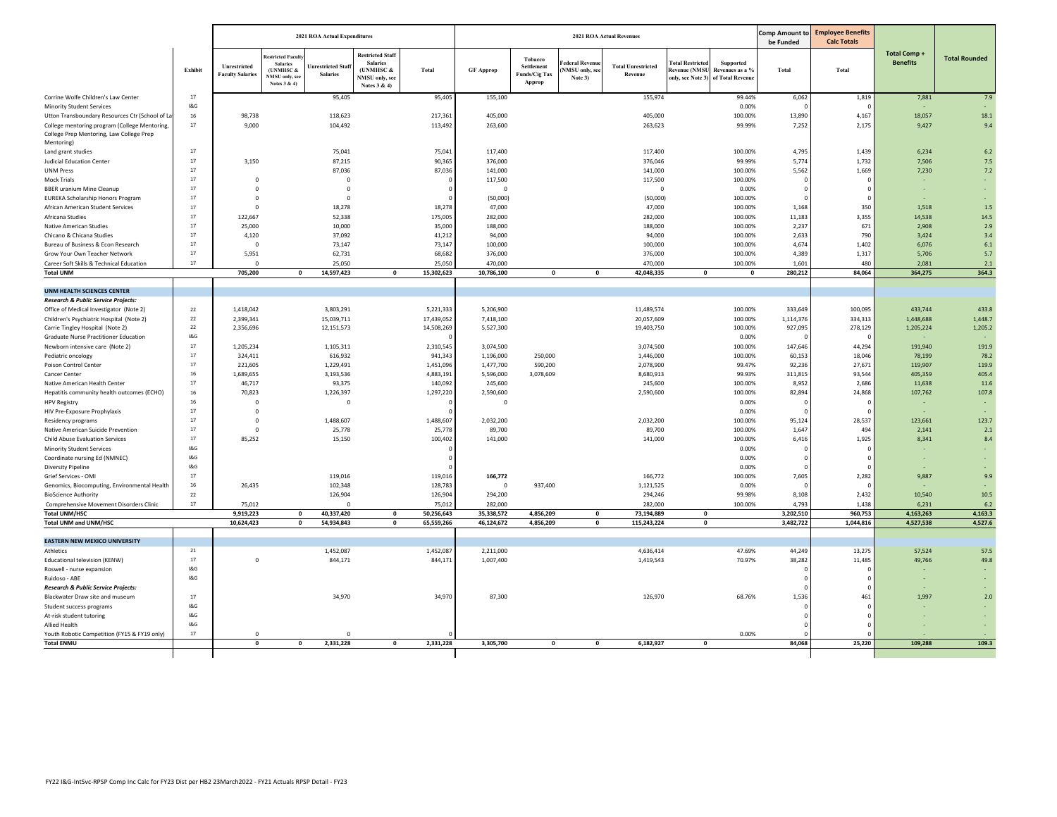| | Exhibit | 2021 ROA Actual Expenditures | | | | | 2021 ROA Actual Revenues | | | | | | Comp Amount to be Funded | Employee Benefits Calc Totals | Total Comp + Benefits | Total Rounded |
|---|---|---|---|---|---|---|---|---|---|---|---|---|---|---|---|---|
| | | Unrestricted Faculty Salaries | Restricted Faculty Salaries (UNMHSC & NMSU only, see Notes 3 & 4) | Unrestricted Staff Salaries | Restricted Staff Salaries (UNMHSC & NMSU only, see Notes 3 & 4) | Total | GF Approp | Tobacco Settlement Funds/Cig Tax Approp | Federal Revenue (NMSU only, see Note 3) | Total Unrestricted Revenue | Total Restricted Revenue (NMSU only, see Note 3) | Supported Revenues as a % of Total Revenue | Total | Total | | |
| Corrine Wolfe Children's Law Center | 17 | | | 95,405 | | 95,405 | 155,100 | | | 155,974 | | 99.44% | 6,062 | 1,819 | 7,881 | 7.9 |
| Minority Student Services | I&G | | | | | | | | | | | 0.00% | 0 | 0 | - | - |
| Utton Transboundary Resources Ctr (School of La | 16 | 98,738 | | 118,623 | | 217,361 | 405,000 | | | 405,000 | | 100.00% | 13,890 | 4,167 | 18,057 | 18.1 |
| College mentoring program (College Mentoring, College Prep Mentoring, Law College Prep Mentoring) | 17 | 9,000 | | 104,492 | | 113,492 | 263,600 | | | 263,623 | | 99.99% | 7,252 | 2,175 | 9,427 | 9.4 |
| Land grant studies | 17 | | | 75,041 | | 75,041 | 117,400 | | | 117,400 | | 100.00% | 4,795 | 1,439 | 6,234 | 6.2 |
| Judicial Education Center | 17 | 3,150 | | 87,215 | | 90,365 | 376,000 | | | 376,046 | | 99.99% | 5,774 | 1,732 | 7,506 | 7.5 |
| UNM Press | 17 | | | 87,036 | | 87,036 | 141,000 | | | 141,000 | | 100.00% | 5,562 | 1,669 | 7,230 | 7.2 |
| Mock Trials | 17 | 0 | | 0 | | 0 | 117,500 | | | 117,500 | | 100.00% | 0 | 0 | - | - |
| BBER uranium Mine Cleanup | 17 | 0 | | 0 | | 0 | 0 | | | 0 | | 0.00% | 0 | 0 | - | - |
| EUREKA Scholarship Honors Program | 17 | 0 | | 0 | | 0 | (50,000) | | | (50,000) | | 100.00% | 0 | 0 | - | - |
| African American Student Services | 17 | 0 | | 18,278 | | 18,278 | 47,000 | | | 47,000 | | 100.00% | 1,168 | 350 | 1,518 | 1.5 |
| Africana Studies | 17 | 122,667 | | 52,338 | | 175,005 | 282,000 | | | 282,000 | | 100.00% | 11,183 | 3,355 | 14,538 | 14.5 |
| Native American Studies | 17 | 25,000 | | 10,000 | | 35,000 | 188,000 | | | 188,000 | | 100.00% | 2,237 | 671 | 2,908 | 2.9 |
| Chicano & Chicana Studies | 17 | 4,120 | | 37,092 | | 41,212 | 94,000 | | | 94,000 | | 100.00% | 2,633 | 790 | 3,424 | 3.4 |
| Bureau of Business & Econ Research | 17 | 0 | | 73,147 | | 73,147 | 100,000 | | | 100,000 | | 100.00% | 4,674 | 1,402 | 6,076 | 6.1 |
| Grow Your Own Teacher Network | 17 | 5,951 | | 62,731 | | 68,682 | 376,000 | | | 376,000 | | 100.00% | 4,389 | 1,317 | 5,706 | 5.7 |
| Career Soft Skills & Technical Education | 17 | 0 | | 25,050 | | 25,050 | 470,000 | | | 470,000 | | 100.00% | 1,601 | 480 | 2,081 | 2.1 |
| **Total UNM** | | **705,200** | **0** | **14,597,423** | **0** | **15,302,623** | **10,786,100** | **0** | **0** | **42,048,335** | **0** | **0** | **280,212** | **84,064** | **364,275** | **364.3** |
| **UNM HEALTH SCIENCES CENTER** | | | | | | | | | | | | | | | | |
| ***Research & Public Service Projects:*** | | | | | | | | | | | | | | | | |
| Office of Medical Investigator (Note 2) | 22 | 1,418,042 | | 3,803,291 | | 5,221,333 | 5,206,900 | | | 11,489,574 | | 100.00% | 333,649 | 100,095 | 433,744 | 433.8 |
| Children's Psychiatric Hospital (Note 2) | 22 | 2,399,341 | | 15,039,711 | | 17,439,052 | 7,418,100 | | | 20,057,609 | | 100.00% | 1,114,376 | 334,313 | 1,448,688 | 1,448.7 |
| Carrie Tingley Hospital (Note 2) | 22 | 2,356,696 | | 12,151,573 | | 14,508,269 | 5,527,300 | | | 19,403,750 | | 100.00% | 927,095 | 278,129 | 1,205,224 | 1,205.2 |
| Graduate Nurse Practitioner Education | I&G | | | | | 0 | | | | | | 0.00% | 0 | 0 | - | - |
| Newborn intensive care (Note 2) | 17 | 1,205,234 | | 1,105,311 | | 2,310,545 | 3,074,500 | | | 3,074,500 | | 100.00% | 147,646 | 44,294 | 191,940 | 191.9 |
| Pediatric oncology | 17 | 324,411 | | 616,932 | | 941,343 | 1,196,000 | 250,000 | | 1,446,000 | | 100.00% | 60,153 | 18,046 | 78,199 | 78.2 |
| Poison Control Center | 17 | 221,605 | | 1,229,491 | | 1,451,096 | 1,477,700 | 590,200 | | 2,078,900 | | 99.47% | 92,236 | 27,671 | 119,907 | 119.9 |
| Cancer Center | 16 | 1,689,655 | | 3,193,536 | | 4,883,191 | 5,596,000 | 3,078,609 | | 8,680,913 | | 99.93% | 311,815 | 93,544 | 405,359 | 405.4 |
| Native American Health Center | 17 | 46,717 | | 93,375 | | 140,092 | 245,600 | | | 245,600 | | 100.00% | 8,952 | 2,686 | 11,638 | 11.6 |
| Hepatitis community health outcomes (ECHO) | 16 | 70,823 | | 1,226,397 | | 1,297,220 | 2,590,600 | | | 2,590,600 | | 100.00% | 82,894 | 24,868 | 107,762 | 107.8 |
| HPV Registry | 16 | 0 | | 0 | | 0 | 0 | | | | | 0.00% | 0 | 0 | - | - |
| HIV Pre-Exposure Prophylaxis | 17 | 0 | | | | 0 | | | | | | 0.00% | 0 | 0 | - | - |
| Residency programs | 17 | 0 | | 1,488,607 | | 1,488,607 | 2,032,200 | | | 2,032,200 | | 100.00% | 95,124 | 28,537 | 123,661 | 123.7 |
| Native American Suicide Prevention | 17 | 0 | | 25,778 | | 25,778 | 89,700 | | | 89,700 | | 100.00% | 1,647 | 494 | 2,141 | 2.1 |
| Child Abuse Evaluation Services | 17 | 85,252 | | 15,150 | | 100,402 | 141,000 | | | 141,000 | | 100.00% | 6,416 | 1,925 | 8,341 | 8.4 |
| Minority Student Services | I&G | | | | | 0 | | | | | | 0.00% | 0 | 0 | - | - |
| Coordinate nursing Ed (NMNEC) | I&G | | | | | 0 | | | | | | 0.00% | 0 | 0 | - | - |
| Diversity Pipeline | I&G | | | | | 0 | | | | | | 0.00% | 0 | 0 | - | - |
| Grief Services - OMI | 17 | | | 119,016 | | 119,016 | **166,772** | | | 166,772 | | 100.00% | 7,605 | 2,282 | 9,887 | 9.9 |
| Genomics, Biocomputing, Environmental Health | 16 | 26,435 | | 102,348 | | 128,783 | 0 | 937,400 | | 1,121,525 | | 0.00% | 0 | 0 | - | - |
| BioScience Authority | 22 | | | 126,904 | | 126,904 | 294,200 | | | 294,246 | | 99.98% | 8,108 | 2,432 | 10,540 | 10.5 |
| Comprehensive Movement Disorders Clinic | 17 | 75,012 | | 0 | | 75,012 | 282,000 | | | 282,000 | | 100.00% | 4,793 | 1,438 | 6,231 | 6.2 |
| **Total UNM/HSC** | | **9,919,223** | **0** | **40,337,420** | **0** | **50,256,643** | **35,338,572** | **4,856,209** | **0** | **73,194,889** | **0** | | **3,202,510** | **960,753** | **4,163,263** | **4,163.3** |
| **Total UNM and UNM/HSC** | | **10,624,423** | **0** | **54,934,843** | **0** | **65,559,266** | **46,124,672** | **4,856,209** | **0** | **115,243,224** | **0** | | **3,482,722** | **1,044,816** | **4,527,538** | **4,527.6** |
| **EASTERN NEW MEXICO UNIVERSITY** | | | | | | | | | | | | | | | | |
| Athletics | 21 | | | 1,452,087 | | 1,452,087 | 2,211,000 | | | 4,636,414 | | 47.69% | 44,249 | 13,275 | 57,524 | 57.5 |
| Educational television (KENW) | 17 | 0 | | 844,171 | | 844,171 | 1,007,400 | | | 1,419,543 | | 70.97% | 38,282 | 11,485 | 49,766 | 49.8 |
| Roswell - nurse expansion | I&G | | | | | | | | | | | | 0 | 0 | - | - |
| Ruidoso - ABE | I&G | | | | | | | | | | | | 0 | 0 | - | - |
| ***Research & Public Service Projects:*** | | | | | | | | | | | | | 0 | 0 | - | - |
| Blackwater Draw site and museum | 17 | | | 34,970 | | 34,970 | 87,300 | | | 126,970 | | 68.76% | 1,536 | 461 | 1,997 | 2.0 |
| Student success programs | I&G | | | | | | | | | | | | 0 | 0 | - | - |
| At-risk student tutoring | I&G | | | | | | | | | | | | 0 | 0 | - | - |
| Allied Health | I&G | | | | | | | | | | | | 0 | 0 | - | - |
| Youth Robotic Competition (FY15 & FY19 only) | 17 | 0 | | 0 | | 0 | | | | | | 0.00% | 0 | 0 | - | - |
| **Total ENMU** | | **0** | **0** | **2,331,228** | **0** | **2,331,228** | **3,305,700** | **0** | **0** | **6,182,927** | **0** | | **84,068** | **25,220** | **109,288** | **109.3** |

FY22 I&G-IntSvc-RPSP Comp Inc Calc for FY23 Dist per HB2 23March2022 - FY21 Actuals RPSP Detail - FY23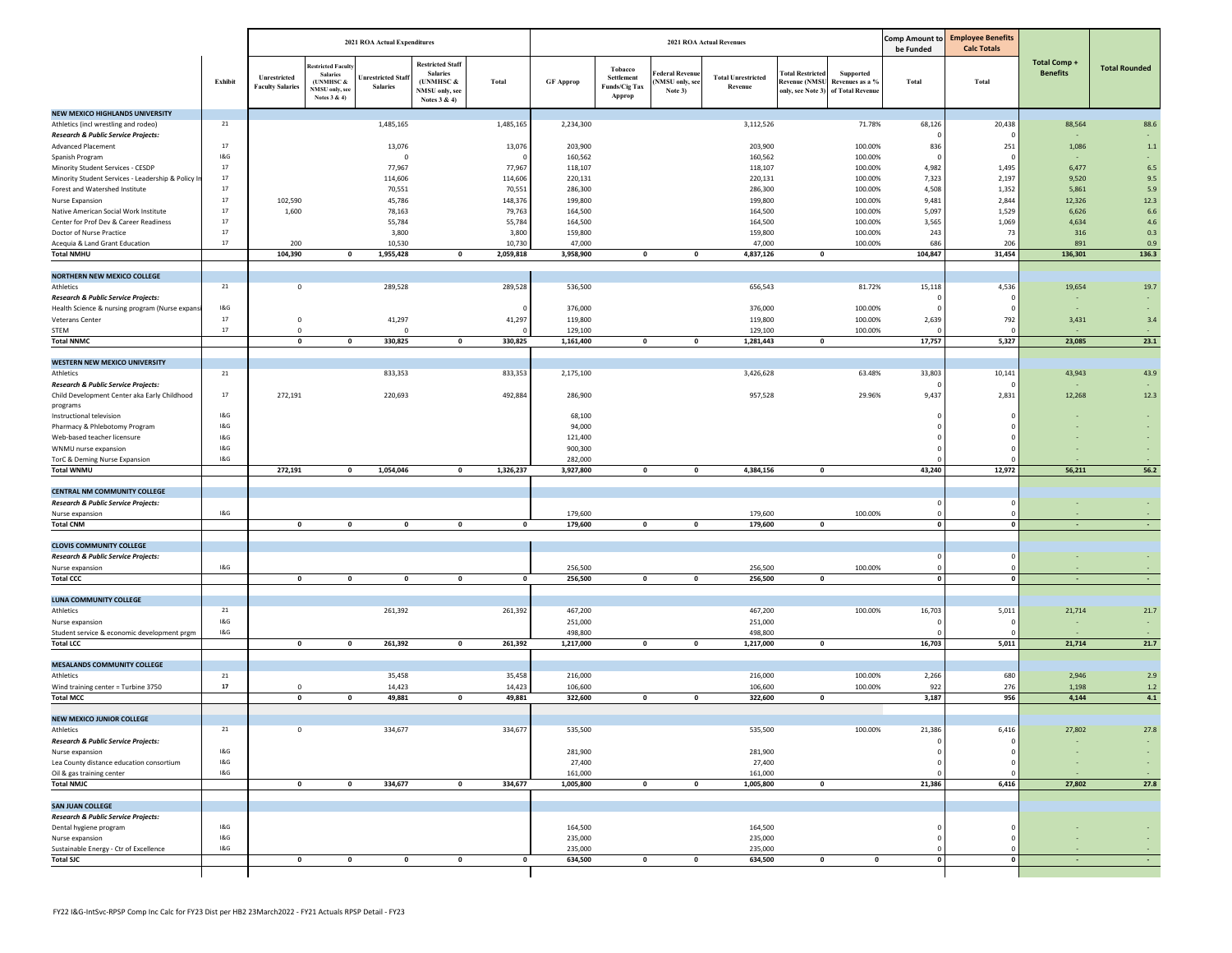| | Exhibit | 2021 ROA Actual Expenditures | | | | | 2021 ROA Actual Revenues | | | | | | Comp Amount to be Funded | Employee Benefits Calc Totals | | |
|---|---|---|---|---|---|---|---|---|---|---|---|---|---|---|---|---|
| | | Unrestricted Faculty Salaries | Restricted Faculty Salaries (UNMHSC & NMSU only, see Notes 3 & 4) | Unrestricted Staff Salaries | Restricted Staff Salaries (UNMHSC & NMSU only, see Notes 3 & 4) | Total | GF Approp | Tobacco Settlement Funds/Cig Tax Approp | Federal Revenue (NMSU only, see Note 3) | Total Unrestricted Revenue | Total Restricted Revenue (NMSU only, see Note 3) | Supported Revenues as a % of Total Revenue | Total | Total | Total Comp + Benefits | Total Rounded |
| **NEW MEXICO HIGHLANDS UNIVERSITY** | | | | | | | | | | | | | | | | |
| Athletics (incl wrestling and rodeo) | 21 | | | 1,485,165 | | 1,485,165 | 2,234,300 | | | 3,112,526 | | 71.78% | 68,126 | 20,438 | 88,564 | 88.6 |
| ***Research & Public Service Projects:*** | | | | | | | | | | | | | 0 | 0 | - | - |
| Advanced Placement | 17 | | | 13,076 | | 13,076 | 203,900 | | | 203,900 | | 100.00% | 836 | 251 | 1,086 | 1.1 |
| Spanish Program | I&G | | | 0 | | 0 | 160,562 | | | 160,562 | | 100.00% | 0 | 0 | - | - |
| Minority Student Services - CESDP | 17 | | | 77,967 | | 77,967 | 118,107 | | | 118,107 | | 100.00% | 4,982 | 1,495 | 6,477 | 6.5 |
| Minority Student Services - Leadership & Policy In | 17 | | | 114,606 | | 114,606 | 220,131 | | | 220,131 | | 100.00% | 7,323 | 2,197 | 9,520 | 9.5 |
| Forest and Watershed Institute | 17 | | | 70,551 | | 70,551 | 286,300 | | | 286,300 | | 100.00% | 4,508 | 1,352 | 5,861 | 5.9 |
| Nurse Expansion | 17 | 102,590 | | 45,786 | | 148,376 | 199,800 | | | 199,800 | | 100.00% | 9,481 | 2,844 | 12,326 | 12.3 |
| Native American Social Work Institute | 17 | 1,600 | | 78,163 | | 79,763 | 164,500 | | | 164,500 | | 100.00% | 5,097 | 1,529 | 6,626 | 6.6 |
| Center for Prof Dev & Career Readiness | 17 | | | 55,784 | | 55,784 | 164,500 | | | 164,500 | | 100.00% | 3,565 | 1,069 | 4,634 | 4.6 |
| Doctor of Nurse Practice | 17 | | | 3,800 | | 3,800 | 159,800 | | | 159,800 | | 100.00% | 243 | 73 | 316 | 0.3 |
| Acequia & Land Grant Education | 17 | 200 | | 10,530 | | 10,730 | 47,000 | | | 47,000 | | 100.00% | 686 | 206 | 891 | 0.9 |
| **Total NMHU** | | **104,390** | **0** | **1,955,428** | **0** | **2,059,818** | **3,958,900** | **0** | **0** | **4,837,126** | **0** | | **104,847** | **31,454** | **136,301** | **136.3** |
| **NORTHERN NEW MEXICO COLLEGE** | | | | | | | | | | | | | | | | |
| Athletics | 21 | 0 | | 289,528 | | 289,528 | 536,500 | | | 656,543 | | 81.72% | 15,118 | 4,536 | 19,654 | 19.7 |
| ***Research & Public Service Projects:*** | | | | | | | | | | | | | 0 | 0 | - | - |
| Health Science & nursing program (Nurse expansi | I&G | | | | | 0 | 376,000 | | | 376,000 | | 100.00% | 0 | 0 | - | - |
| Veterans Center | 17 | 0 | | 41,297 | | 41,297 | 119,800 | | | 119,800 | | 100.00% | 2,639 | 792 | 3,431 | 3.4 |
| STEM | 17 | 0 | | 0 | | | 129,100 | | | 129,100 | | 100.00% | 0 | 0 | - | - |
| **Total NNMC** | | **0** | **0** | **330,825** | **0** | **330,825** | **1,161,400** | **0** | **0** | **1,281,443** | **0** | | **17,757** | **5,327** | **23,085** | **23.1** |
| **WESTERN NEW MEXICO UNIVERSITY** | | | | | | | | | | | | | | | | |
| Athletics | 21 | | | 833,353 | | 833,353 | 2,175,100 | | | 3,426,628 | | 63.48% | 33,803 | 10,141 | 43,943 | 43.9 |
| ***Research & Public Service Projects:*** | | | | | | | | | | | | | 0 | 0 | - | - |
| Child Development Center aka Early Childhood programs | 17 | 272,191 | | 220,693 | | 492,884 | 286,900 | | | 957,528 | | 29.96% | 9,437 | 2,831 | 12,268 | 12.3 |
| Instructional television | I&G | | | | | | 68,100 | | | | | | 0 | 0 | - | - |
| Pharmacy & Phlebotomy Program | I&G | | | | | | 94,000 | | | | | | 0 | 0 | - | - |
| Web-based teacher licensure | I&G | | | | | | 121,400 | | | | | | 0 | 0 | - | - |
| WNMU nurse expansion | I&G | | | | | | 900,300 | | | | | | 0 | 0 | - | - |
| TorC & Deming Nurse Expansion | I&G | | | | | | 282,000 | | | | | | 0 | 0 | - | - |
| **Total WNMU** | | **272,191** | **0** | **1,054,046** | **0** | **1,326,237** | **3,927,800** | **0** | **0** | **4,384,156** | **0** | | **43,240** | **12,972** | **56,211** | **56.2** |
| **CENTRAL NM COMMUNITY COLLEGE** | | | | | | | | | | | | | | | | |
| ***Research & Public Service Projects:*** | | | | | | | | | | | | | 0 | 0 | - | - |
| Nurse expansion | I&G | | | | | | 179,600 | | | 179,600 | | 100.00% | 0 | 0 | - | - |
| **Total CNM** | | **0** | **0** | **0** | **0** | **0** | **179,600** | **0** | **0** | **179,600** | **0** | | **0** | **0** | **-** | **-** |
| **CLOVIS COMMUNITY COLLEGE** | | | | | | | | | | | | | | | | |
| ***Research & Public Service Projects:*** | | | | | | | | | | | | | 0 | 0 | - | - |
| Nurse expansion | I&G | | | | | | 256,500 | | | 256,500 | | 100.00% | 0 | 0 | - | - |
| **Total CCC** | | **0** | **0** | **0** | **0** | **0** | **256,500** | **0** | **0** | **256,500** | **0** | | **0** | **0** | **-** | **-** |
| **LUNA COMMUNITY COLLEGE** | | | | | | | | | | | | | | | | |
| Athletics | 21 | | | 261,392 | | 261,392 | 467,200 | | | 467,200 | | 100.00% | 16,703 | 5,011 | 21,714 | 21.7 |
| Nurse expansion | I&G | | | | | | 251,000 | | | 251,000 | | | 0 | 0 | - | - |
| Student service & economic development prgm | I&G | | | | | | 498,800 | | | 498,800 | | | 0 | | - | - |
| **Total LCC** | | **0** | **0** | **261,392** | **0** | **261,392** | **1,217,000** | **0** | **0** | **1,217,000** | **0** | | **16,703** | **5,011** | **21,714** | **21.7** |
| **MESALANDS COMMUNITY COLLEGE** | | | | | | | | | | | | | | | | |
| Athletics | 21 | | | 35,458 | | 35,458 | 216,000 | | | 216,000 | | 100.00% | 2,266 | 680 | 2,946 | 2.9 |
| Wind training center = Turbine 3750 | 17 | 0 | | 14,423 | | 14,423 | 106,600 | | | 106,600 | | 100.00% | 922 | 276 | 1,198 | 1.2 |
| **Total MCC** | | **0** | **0** | **49,881** | **0** | **49,881** | **322,600** | **0** | **0** | **322,600** | **0** | | **3,187** | **956** | **4,144** | **4.1** |
| **NEW MEXICO JUNIOR COLLEGE** | | | | | | | | | | | | | | | | |
| Athletics | 21 | 0 | | 334,677 | | 334,677 | 535,500 | | | 535,500 | | 100.00% | 21,386 | 6,416 | 27,802 | 27.8 |
| ***Research & Public Service Projects:*** | | | | | | | | | | | | | 0 | 0 | - | - |
| Nurse expansion | I&G | | | | | | 281,900 | | | 281,900 | | | 0 | 0 | - | - |
| Lea County distance education consortium | I&G | | | | | | 27,400 | | | 27,400 | | | 0 | 0 | - | - |
| Oil & gas training center | I&G | | | | | | 161,000 | | | 161,000 | | | 0 | 0 | - | - |
| **Total NMJC** | | **0** | **0** | **334,677** | **0** | **334,677** | **1,005,800** | **0** | **0** | **1,005,800** | **0** | | **21,386** | **6,416** | **27,802** | **27.8** |
| **SAN JUAN COLLEGE** | | | | | | | | | | | | | | | | |
| ***Research & Public Service Projects:*** | | | | | | | | | | | | | | | | |
| Dental hygiene program | I&G | | | | | | 164,500 | | | 164,500 | | | 0 | 0 | - | - |
| Nurse expansion | I&G | | | | | | 235,000 | | | 235,000 | | | 0 | 0 | - | - |
| Sustainable Energy - Ctr of Excellence | I&G | | | | | | 235,000 | | | 235,000 | | | 0 | 0 | - | - |
| **Total SJC** | | **0** | **0** | **0** | **0** | **0** | **634,500** | **0** | **0** | **634,500** | **0** | **0** | **0** | **0** | **-** | **-** |

FY22 I&G-IntSvc-RPSP Comp Inc Calc for FY23 Dist per HB2 23March2022 - FY21 Actuals RPSP Detail - FY23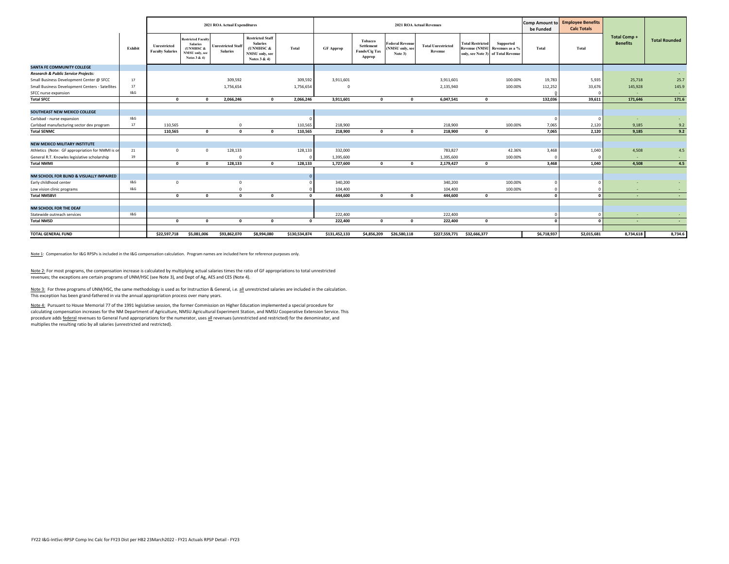| | Exhibit | 2021 ROA Actual Expenditures | | | | | 2021 ROA Actual Revenues | | | | | | Comp Amount to be Funded | Employee Benefits Calc Totals | Total Comp + Benefits | Total Rounded |
|---|---|---|---|---|---|---|---|---|---|---|---|---|---|---|---|---|
| | | Unrestricted Faculty Salaries | Restricted Faculty Salaries (UNMHSC & NMSU only, see Notes 3 & 4) | Unrestricted Staff Salaries | Restricted Staff Salaries (UNMHSC & NMSU only, see Notes 3 & 4) | Total | GF Approp | Tobacco Settlement Funds/Cig Tax Approp | Federal Revenue (NMSU only, see Note 3) | Total Unrestricted Revenue | Total Restricted Revenue (NMSU only, see Note 3) | Supported Revenues as a % of Total Revenue | Total | Total | | |
| **SANTA FE COMMUNITY COLLEGE** | | | | | | | | | | | | | | | | |
| ***Research & Public Service Projects:*** | | | | | | | | | | | | | | | | - |
| Small Business Development Center @ SFCC | 17 | | | 309,592 | | 309,592 | 3,911,601 | | | 3,911,601 | | 100.00% | 19,783 | 5,935 | 25,718 | 25.7 |
| Small Business Development Centers - Satellites | 17 | | | 1,756,654 | | 1,756,654 | 0 | | | 2,135,940 | | 100.00% | 112,252 | 33,676 | 145,928 | 145.9 |
| SFCC nurse expansion | I&G | | | | | | | | | | | | 0 | 0 | - | - |
| **Total SFCC** | | **0** | **0** | **2,066,246** | **0** | **2,066,246** | **3,911,601** | **0** | **0** | **6,047,541** | **0** | | **132,036** | **39,611** | **171,646** | **171.6** |
| **SOUTHEAST NEW MEXICO COLLEGE** | | | | | | | | | | | | | | | | |
| Carlsbad - nurse expansion | I&G | | | | | 0 | | | | | | | 0 | 0 | - | - |
| Carlsbad manufacturing sector dev program | 17 | 110,565 | | 0 | | 110,565 | 218,900 | | | 218,900 | | 100.00% | 7,065 | 2,120 | 9,185 | 9.2 |
| **Total SENMC** | | **110,565** | **0** | **0** | **0** | **110,565** | **218,900** | **0** | **0** | **218,900** | **0** | | **7,065** | **2,120** | **9,185** | **9.2** |
| **NEW MEXICO MILITARY INSTITUTE** | | | | | | | | | | | | | | | | |
| Athletics (Note: GF appropriation for NMMI is or | 21 | 0 | 0 | 128,133 | | 128,133 | 332,000 | | | 783,827 | | 42.36% | 3,468 | 1,040 | 4,508 | 4.5 |
| General R.T. Knowles legislative scholarship | 19 | | | 0 | | 0 | 1,395,600 | | | 1,395,600 | | 100.00% | 0 | 0 | - | - |
| **Total NMMI** | | **0** | **0** | **128,133** | **0** | **128,133** | **1,727,600** | **0** | **0** | **2,179,427** | **0** | | **3,468** | **1,040** | **4,508** | **4.5** |
| **NM SCHOOL FOR BLIND & VISUALLY IMPAIRED** | | | | | | 0 | | | | | | | | | | |
| Early childhood center | I&G | 0 | | 0 | | 0 | 340,200 | | | 340,200 | | 100.00% | 0 | 0 | - | - |
| Low vision clinic programs | I&G | | | 0 | | 0 | 104,400 | | | 104,400 | | 100.00% | 0 | 0 | - | - |
| **Total NMSBVI** | | **0** | **0** | **0** | **0** | **0** | **444,600** | **0** | **0** | **444,600** | **0** | | **0** | **0** | **-** | **-** |
| **NM SCHOOL FOR THE DEAF** | | | | | | | | | | | | | | | | |
| Statewide outreach services | I&G | | | | | | 222,400 | | | 222,400 | | | 0 | 0 | - | - |
| **Total NMSD** | | **0** | **0** | **0** | **0** | **0** | **222,400** | **0** | **0** | **222,400** | **0** | | **0** | **0** | **-** | **-** |
| **TOTAL GENERAL FUND** | | **$22,597,718** | **$5,081,006** | **$93,862,070** | **$8,994,080** | **$130,534,874** | **$131,452,133** | **$4,856,209** | **$26,580,118** | **$227,559,771** | **$32,666,377** | | **$6,718,937** | **$2,015,681** | **8,734,618** | **8,734.6** |

Note 1: Compensation for I&G RPSPs is included in the I&G compensation calculation. Program names are included here for reference purposes only.

Note 2: For most programs, the compensation increase is calculated by multiplying actual salaries times the ratio of GF appropriations to total unrestricted revenues; the exceptions are certain programs of UNM/HSC (see Note 3), and Dept of Ag, AES and CES (Note 4).

Note 3: For three programs of UNM/HSC, the same methodology is used as for Instruction & General, i.e. all unrestricted salaries are included in the calculation. This exception has been grand-fathered in via the annual appropriation process over many years.

Note 4: Pursuant to House Memorial 77 of the 1991 legislative session, the former Commission on Higher Education implemented a special procedure for calculating compensation increases for the NM Department of Agriculture, NMSU Agricultural Experiment Station, and NMSU Cooperative Extension Service. This procedure adds federal revenues to General Fund appropriations for the numerator, uses all revenues (unrestricted and restricted) for the denominator, and multiplies the resulting ratio by all salaries (unrestricted and restricted).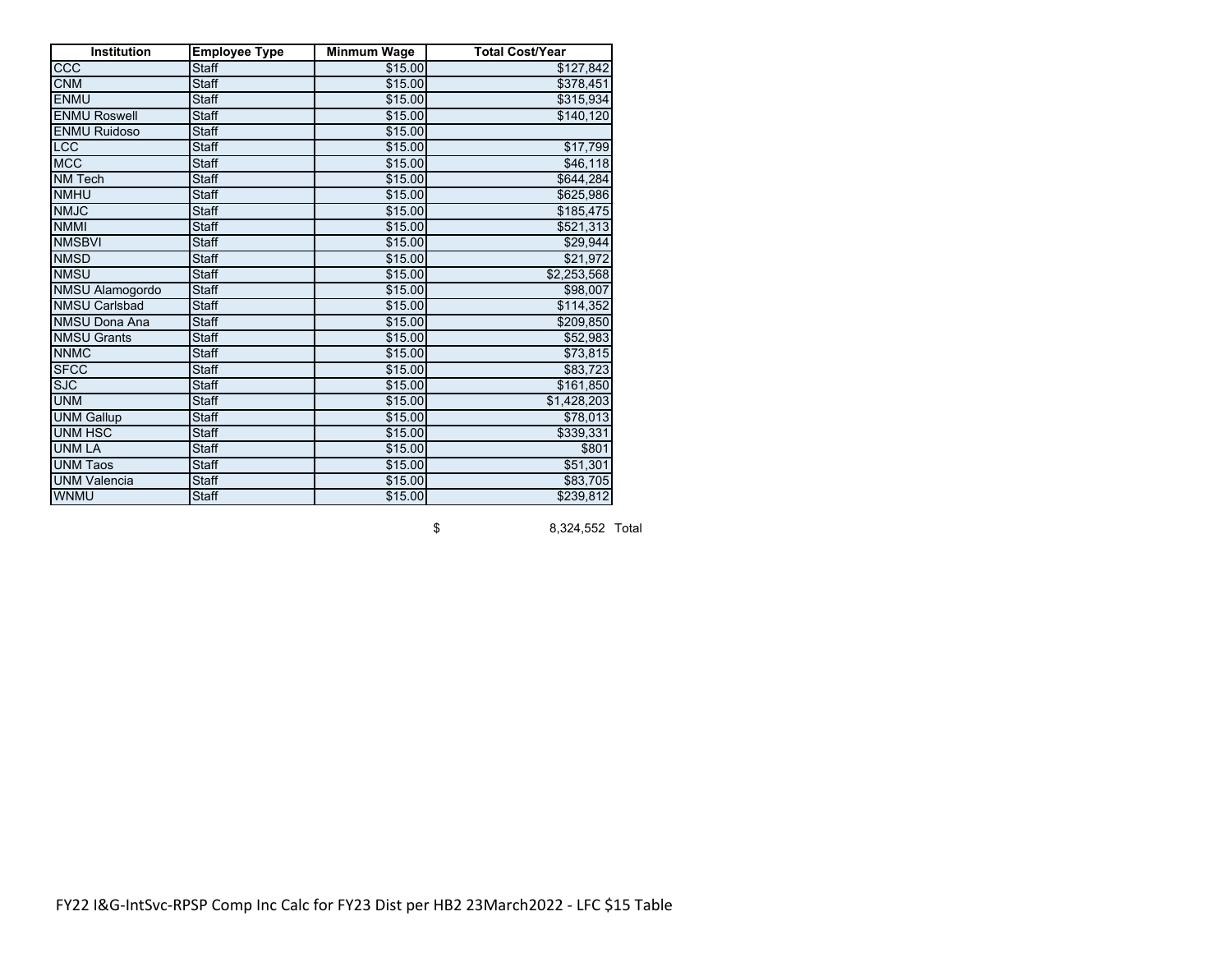| Institution | Employee Type | Minmum Wage | Total Cost/Year |
|---|---|---|---|
| CCC | Staff | $15.00 | $127,842 |
| CNM | Staff | $15.00 | $378,451 |
| ENMU | Staff | $15.00 | $315,934 |
| ENMU Roswell | Staff | $15.00 | $140,120 |
| ENMU Ruidoso | Staff | $15.00 | |
| LCC | Staff | $15.00 | $17,799 |
| MCC | Staff | $15.00 | $46,118 |
| NM Tech | Staff | $15.00 | $644,284 |
| NMHU | Staff | $15.00 | $625,986 |
| NMJC | Staff | $15.00 | $185,475 |
| NMMI | Staff | $15.00 | $521,313 |
| NMSBVI | Staff | $15.00 | $29,944 |
| NMSD | Staff | $15.00 | $21,972 |
| NMSU | Staff | $15.00 | $2,253,568 |
| NMSU Alamogordo | Staff | $15.00 | $98,007 |
| NMSU Carlsbad | Staff | $15.00 | $114,352 |
| NMSU Dona Ana | Staff | $15.00 | $209,850 |
| NMSU Grants | Staff | $15.00 | $52,983 |
| NNMC | Staff | $15.00 | $73,815 |
| SFCC | Staff | $15.00 | $83,723 |
| SJC | Staff | $15.00 | $161,850 |
| UNM | Staff | $15.00 | $1,428,203 |
| UNM Gallup | Staff | $15.00 | $78,013 |
| UNM HSC | Staff | $15.00 | $339,331 |
| UNM LA | Staff | $15.00 | $801 |
| UNM Taos | Staff | $15.00 | $51,301 |
| UNM Valencia | Staff | $15.00 | $83,705 |
| WNMU | Staff | $15.00 | $239,812 |

$ 8,324,552 Total

FY22 I&G-IntSvc-RPSP Comp Inc Calc for FY23 Dist per HB2 23March2022 - LFC $15 Table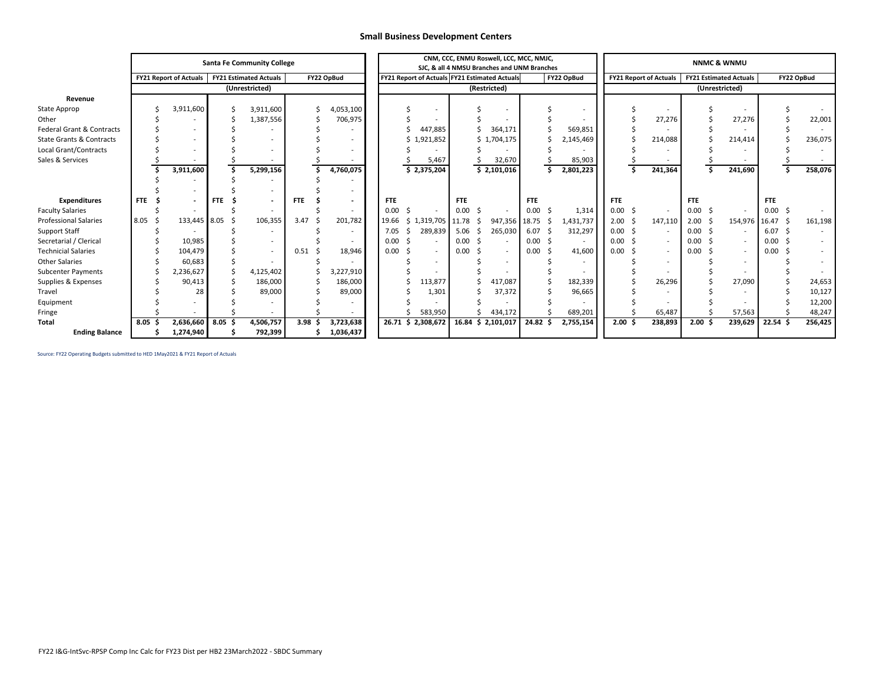## Small Business Development Centers

| | Santa Fe Community College | | | | | | CNM, CCC, ENMU Roswell, LCC, MCC, NMJC, SJC, & all 4 NMSU Branches and UNM Branches | | | | | | NNMC & WNMU | | | | | |
|---|---|---|---|---|---|---|---|---|---|---|---|---|---|---|---|---|---|---|
| | FY21 Report of Actuals | | FY21 Estimated Actuals | | FY22 OpBud | | FY21 Report of Actuals | | FY21 Estimated Actuals | | FY22 OpBud | | FY21 Report of Actuals | | FY21 Estimated Actuals | | FY22 OpBud | |
| | (Unrestricted) | | | | | | (Restricted) | | | | | | (Unrestricted) | | | | | |
| **Revenue** | | | | | | | | | | | | | | | | | | |
| State Approp | | $ 3,911,600 | | $ 3,911,600 | | $ 4,053,100 | | $ - | | $ - | | $ - | | $ - | | $ - | | $ - |
| Other | | $ - | | $ 1,387,556 | | $ 706,975 | | $ - | | $ - | | $ - | | $ 27,276 | | $ 27,276 | | $ 22,001 |
| Federal Grant & Contracts | | $ - | | $ - | | $ - | | $ 447,885 | | $ 364,171 | | $ 569,851 | | $ - | | $ - | | $ - |
| State Grants & Contracts | | $ - | | $ - | | $ - | | $ 1,921,852 | | $ 1,704,175 | | $ 2,145,469 | | $ 214,088 | | $ 214,414 | | $ 236,075 |
| Local Grant/Contracts | | $ - | | $ - | | $ - | | $ - | | $ - | | $ - | | $ - | | $ - | | $ - |
| Sales & Services | | $ - | | $ - | | $ - | | $ 5,467 | | $ 32,670 | | $ 85,903 | | $ - | | $ - | | $ - |
| | | **$ 3,911,600** | | **$ 5,299,156** | | **$ 4,760,075** | | **$ 2,375,204** | | **$ 2,101,016** | | **$ 2,801,223** | | **$ 241,364** | | **$ 241,690** | | **$ 258,076** |
| | | $ - | | $ - | | $ - | | | | | | | | | | | | |
| | | $ - | | $ - | | $ - | | | | | | | | | | | | |
| **Expenditures** | **FTE** | **$ -** | **FTE** | **$ -** | **FTE** | **$ -** | **FTE** | | **FTE** | | **FTE** | | **FTE** | | **FTE** | | **FTE** | |
| Faculty Salaries | | $ - | | $ - | | $ - | 0.00 | $ - | 0.00 | $ - | 0.00 | $ 1,314 | 0.00 | $ - | 0.00 | $ - | 0.00 | $ - |
| Professional Salaries | 8.05 | $ 133,445 | 8.05 | $ 106,355 | 3.47 | $ 201,782 | 19.66 | $ 1,319,705 | 11.78 | $ 947,356 | 18.75 | $ 1,431,737 | 2.00 | $ 147,110 | 2.00 | $ 154,976 | 16.47 | $ 161,198 |
| Support Staff | | $ - | | $ - | | $ - | 7.05 | $ 289,839 | 5.06 | $ 265,030 | 6.07 | $ 312,297 | 0.00 | $ - | 0.00 | $ - | 6.07 | $ - |
| Secretarial / Clerical | | $ 10,985 | | $ - | | $ - | 0.00 | $ - | 0.00 | $ - | 0.00 | $ - | 0.00 | $ - | 0.00 | $ - | 0.00 | $ - |
| Technicial Salaries | | $ 104,479 | | $ - | 0.51 | $ 18,946 | 0.00 | $ - | 0.00 | $ - | 0.00 | $ 41,600 | 0.00 | $ - | 0.00 | $ - | 0.00 | $ - |
| Other Salaries | | $ 60,683 | | $ - | | $ - | | $ - | | $ - | | $ - | | $ - | | $ - | | $ - |
| Subcenter Payments | | $ 2,236,627 | | $ 4,125,402 | | $ 3,227,910 | | $ - | | $ - | | $ - | | $ - | | $ - | | $ - |
| Supplies & Expenses | | $ 90,413 | | $ 186,000 | | $ 186,000 | | $ 113,877 | | $ 417,087 | | $ 182,339 | | $ 26,296 | | $ 27,090 | | $ 24,653 |
| Travel | | $ 28 | | $ 89,000 | | $ 89,000 | | $ 1,301 | | $ 37,372 | | $ 96,665 | | $ - | | $ - | | $ 10,127 |
| Equipment | | $ - | | $ - | | $ - | | $ - | | $ - | | $ - | | $ - | | $ - | | $ 12,200 |
| Fringe | | $ - | | $ - | | $ - | | $ 583,950 | | $ 434,172 | | $ 689,201 | | $ 65,487 | | $ 57,563 | | $ 48,247 |
| **Total** | **8.05** | **$ 2,636,660** | **8.05** | **$ 4,506,757** | **3.98** | **$ 3,723,638** | **26.71** | **$ 2,308,672** | **16.84** | **$ 2,101,017** | **24.82** | **$ 2,755,154** | **2.00** | **$ 238,893** | **2.00** | **$ 239,629** | **22.54** | **$ 256,425** |
| **Ending Balance** | | **$ 1,274,940** | | **$ 792,399** | | **$ 1,036,437** | | | | | | | | | | | | |

Source: FY22 Operating Budgets submitted to HED 1May2021 & FY21 Report of Actuals

FY22 I&G-IntSvc-RPSP Comp Inc Calc for FY23 Dist per HB2 23March2022 - SBDC Summary